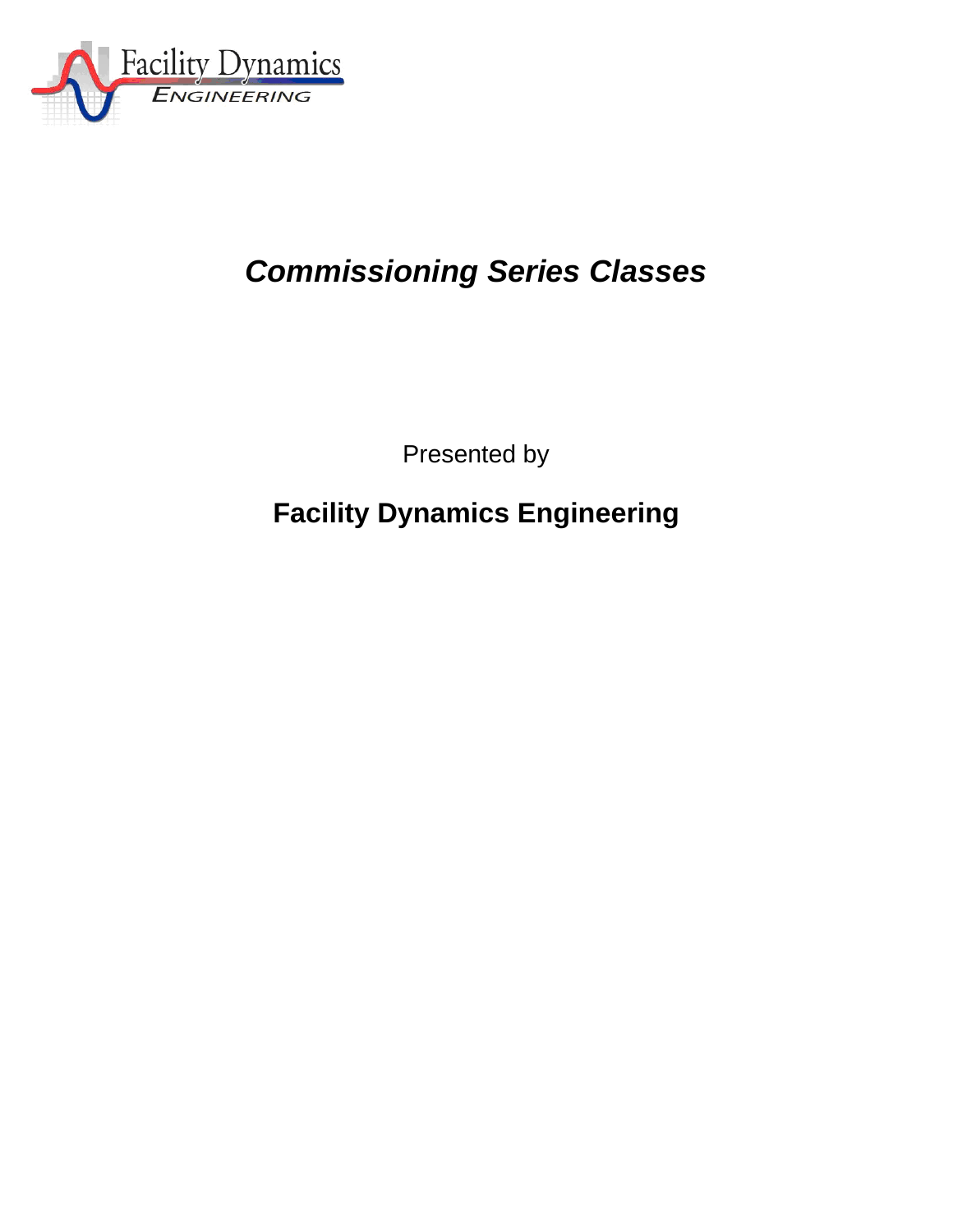Facility Dynamics Engineering

# *Commissioning Series Classes*

Presented by

**Facility Dynamics Engineering**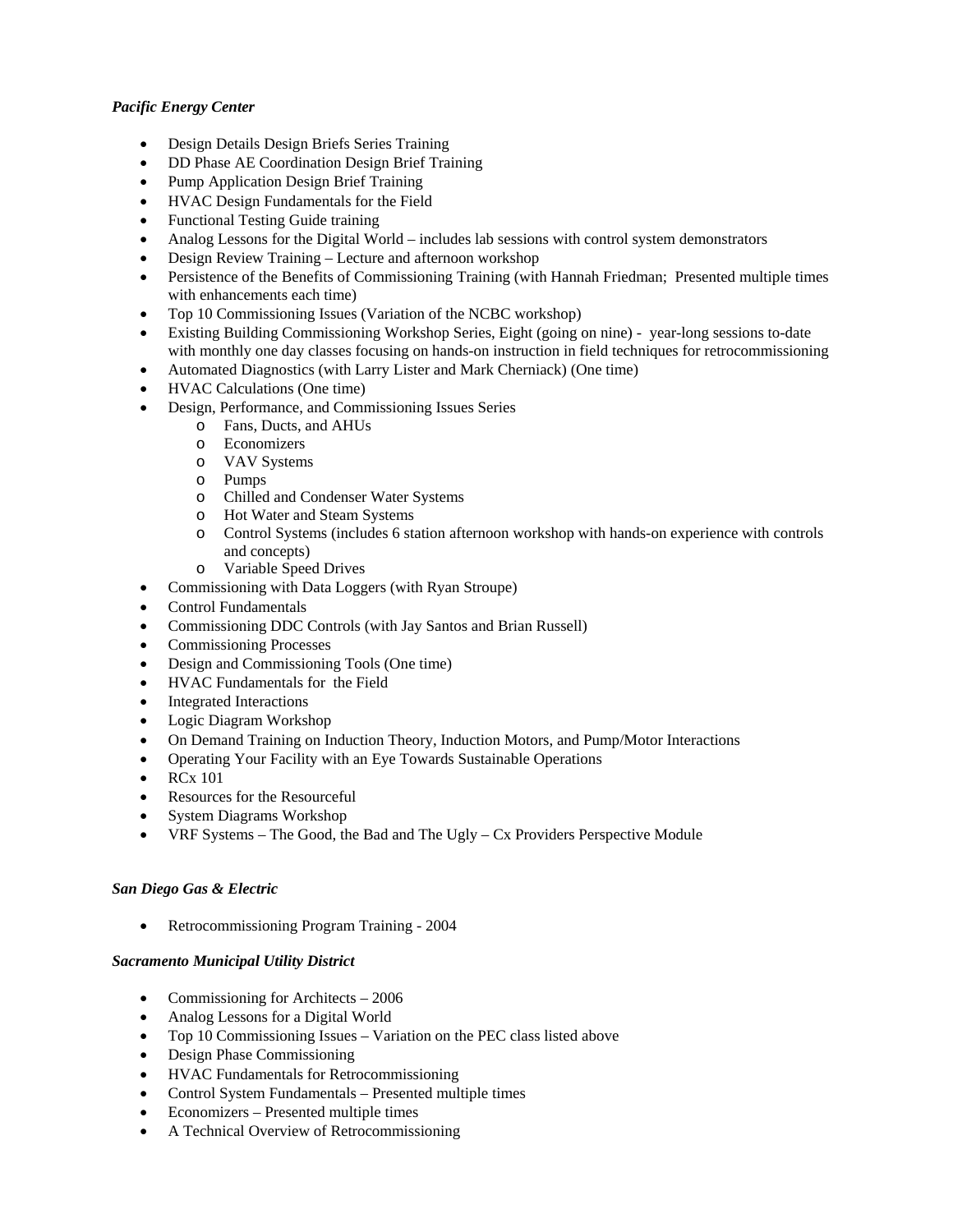***Pacific Energy Center***

- Design Details Design Briefs Series Training
- DD Phase AE Coordination Design Brief Training
- Pump Application Design Brief Training
- HVAC Design Fundamentals for the Field
- Functional Testing Guide training
- Analog Lessons for the Digital World – includes lab sessions with control system demonstrators
- Design Review Training – Lecture and afternoon workshop
- Persistence of the Benefits of Commissioning Training (with Hannah Friedman; Presented multiple times with enhancements each time)
- Top 10 Commissioning Issues (Variation of the NCBC workshop)
- Existing Building Commissioning Workshop Series, Eight (going on nine) - year-long sessions to-date with monthly one day classes focusing on hands-on instruction in field techniques for retrocommissioning
- Automated Diagnostics (with Larry Lister and Mark Cherniack) (One time)
- HVAC Calculations (One time)
- Design, Performance, and Commissioning Issues Series
  - Fans, Ducts, and AHUs
  - Economizers
  - VAV Systems
  - Pumps
  - Chilled and Condenser Water Systems
  - Hot Water and Steam Systems
  - Control Systems (includes 6 station afternoon workshop with hands-on experience with controls and concepts)
  - Variable Speed Drives
- Commissioning with Data Loggers (with Ryan Stroupe)
- Control Fundamentals
- Commissioning DDC Controls (with Jay Santos and Brian Russell)
- Commissioning Processes
- Design and Commissioning Tools (One time)
- HVAC Fundamentals for the Field
- Integrated Interactions
- Logic Diagram Workshop
- On Demand Training on Induction Theory, Induction Motors, and Pump/Motor Interactions
- Operating Your Facility with an Eye Towards Sustainable Operations
- RCx 101
- Resources for the Resourceful
- System Diagrams Workshop
- VRF Systems – The Good, the Bad and The Ugly – Cx Providers Perspective Module

***San Diego Gas & Electric***

- Retrocommissioning Program Training - 2004

***Sacramento Municipal Utility District***

- Commissioning for Architects – 2006
- Analog Lessons for a Digital World
- Top 10 Commissioning Issues – Variation on the PEC class listed above
- Design Phase Commissioning
- HVAC Fundamentals for Retrocommissioning
- Control System Fundamentals – Presented multiple times
- Economizers – Presented multiple times
- A Technical Overview of Retrocommissioning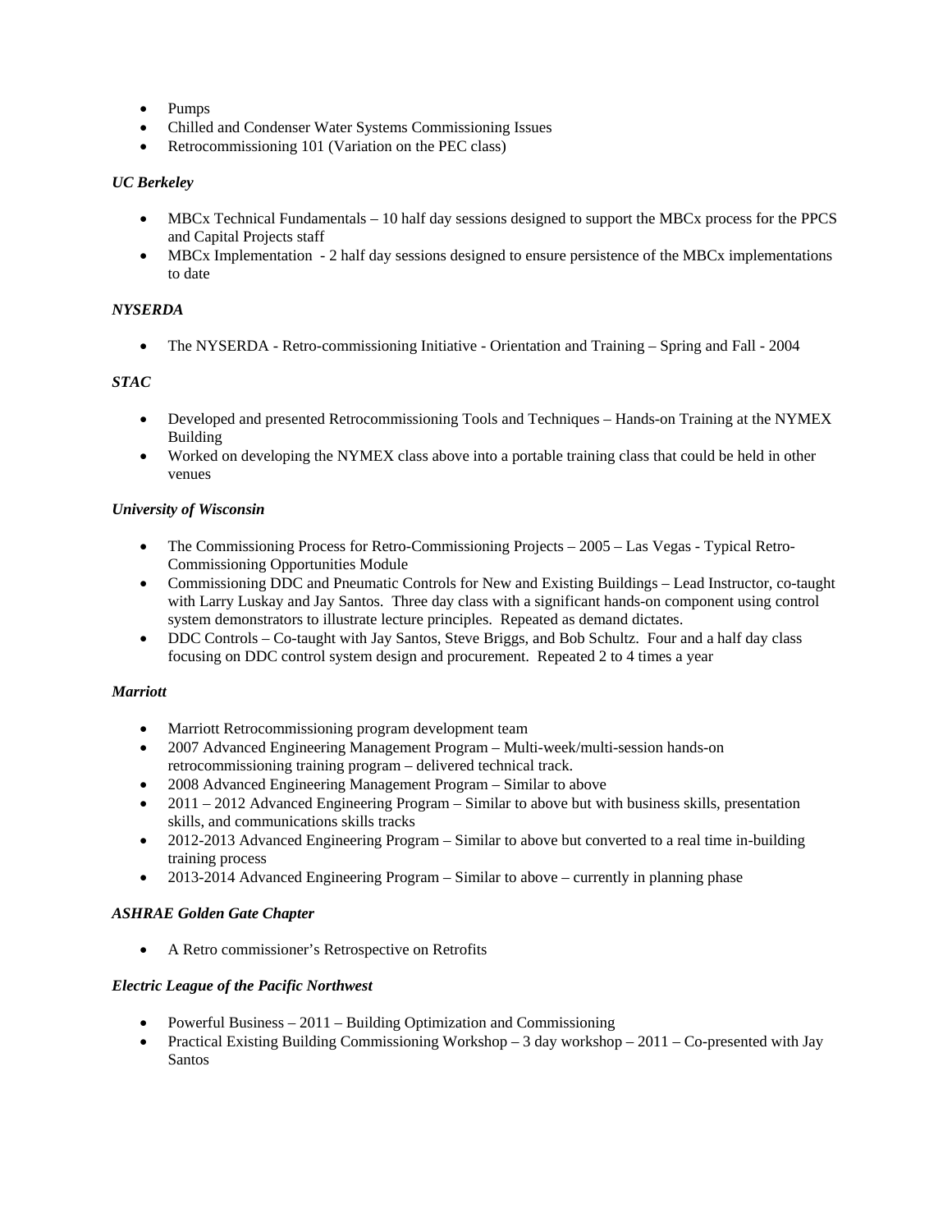- Pumps
- Chilled and Condenser Water Systems Commissioning Issues
- Retrocommissioning 101 (Variation on the PEC class)

***UC Berkeley***

- MBCx Technical Fundamentals – 10 half day sessions designed to support the MBCx process for the PPCS and Capital Projects staff
- MBCx Implementation - 2 half day sessions designed to ensure persistence of the MBCx implementations to date

***NYSERDA***

- The NYSERDA - Retro-commissioning Initiative - Orientation and Training – Spring and Fall - 2004

***STAC***

- Developed and presented Retrocommissioning Tools and Techniques – Hands-on Training at the NYMEX Building
- Worked on developing the NYMEX class above into a portable training class that could be held in other venues

***University of Wisconsin***

- The Commissioning Process for Retro-Commissioning Projects – 2005 – Las Vegas - Typical Retro-Commissioning Opportunities Module
- Commissioning DDC and Pneumatic Controls for New and Existing Buildings – Lead Instructor, co-taught with Larry Luskay and Jay Santos. Three day class with a significant hands-on component using control system demonstrators to illustrate lecture principles. Repeated as demand dictates.
- DDC Controls – Co-taught with Jay Santos, Steve Briggs, and Bob Schultz. Four and a half day class focusing on DDC control system design and procurement. Repeated 2 to 4 times a year

***Marriott***

- Marriott Retrocommissioning program development team
- 2007 Advanced Engineering Management Program – Multi-week/multi-session hands-on retrocommissioning training program – delivered technical track.
- 2008 Advanced Engineering Management Program – Similar to above
- 2011 – 2012 Advanced Engineering Program – Similar to above but with business skills, presentation skills, and communications skills tracks
- 2012-2013 Advanced Engineering Program – Similar to above but converted to a real time in-building training process
- 2013-2014 Advanced Engineering Program – Similar to above – currently in planning phase

***ASHRAE Golden Gate Chapter***

- A Retro commissioner's Retrospective on Retrofits

***Electric League of the Pacific Northwest***

- Powerful Business – 2011 – Building Optimization and Commissioning
- Practical Existing Building Commissioning Workshop – 3 day workshop – 2011 – Co-presented with Jay Santos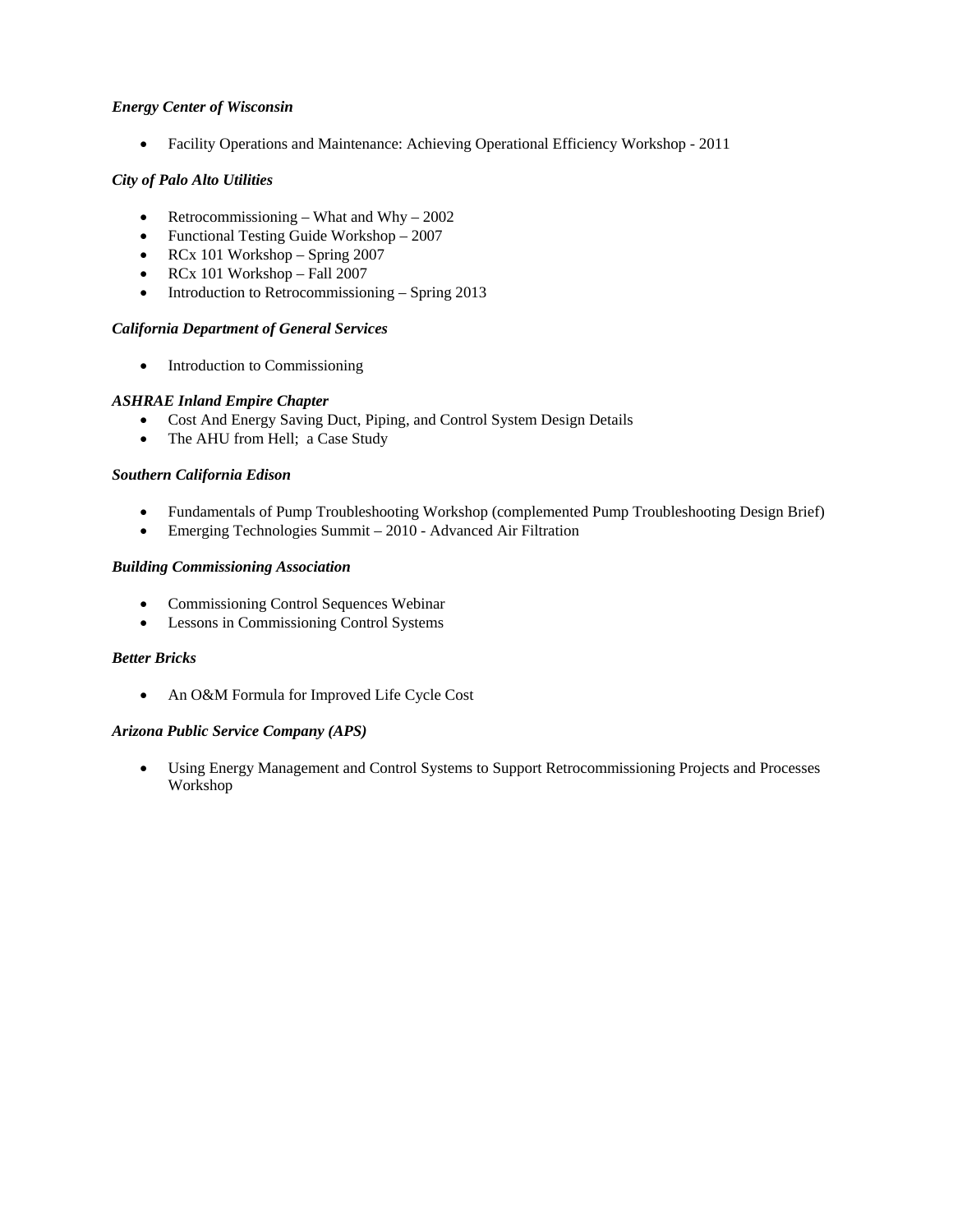***Energy Center of Wisconsin***

- Facility Operations and Maintenance: Achieving Operational Efficiency Workshop - 2011

***City of Palo Alto Utilities***

- Retrocommissioning – What and Why – 2002
- Functional Testing Guide Workshop – 2007
- RCx 101 Workshop – Spring 2007
- RCx 101 Workshop – Fall 2007
- Introduction to Retrocommissioning – Spring 2013

***California Department of General Services***

- Introduction to Commissioning

***ASHRAE Inland Empire Chapter***

- Cost And Energy Saving Duct, Piping, and Control System Design Details
- The AHU from Hell; a Case Study

***Southern California Edison***

- Fundamentals of Pump Troubleshooting Workshop (complemented Pump Troubleshooting Design Brief)
- Emerging Technologies Summit – 2010 - Advanced Air Filtration

***Building Commissioning Association***

- Commissioning Control Sequences Webinar
- Lessons in Commissioning Control Systems

***Better Bricks***

- An O&M Formula for Improved Life Cycle Cost

***Arizona Public Service Company (APS)***

- Using Energy Management and Control Systems to Support Retrocommissioning Projects and Processes Workshop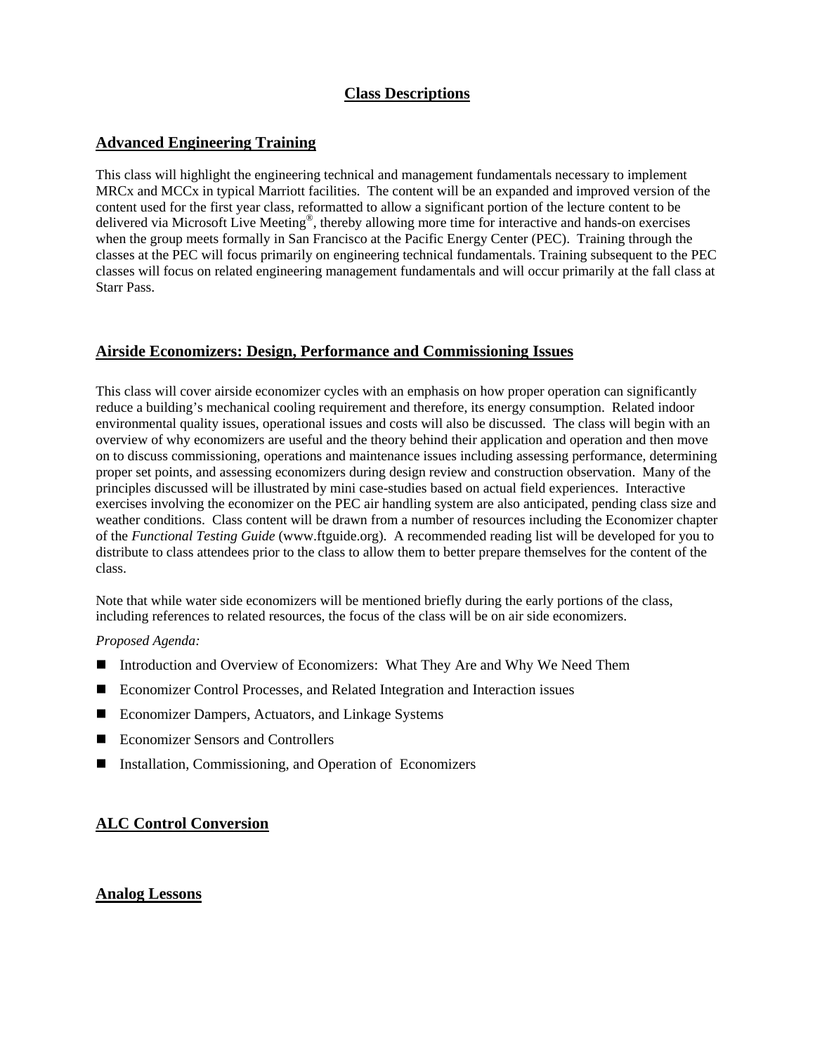# Class Descriptions

## Advanced Engineering Training

This class will highlight the engineering technical and management fundamentals necessary to implement MRCx and MCCx in typical Marriott facilities. The content will be an expanded and improved version of the content used for the first year class, reformatted to allow a significant portion of the lecture content to be delivered via Microsoft Live Meeting®, thereby allowing more time for interactive and hands-on exercises when the group meets formally in San Francisco at the Pacific Energy Center (PEC). Training through the classes at the PEC will focus primarily on engineering technical fundamentals. Training subsequent to the PEC classes will focus on related engineering management fundamentals and will occur primarily at the fall class at Starr Pass.

## Airside Economizers: Design, Performance and Commissioning Issues

This class will cover airside economizer cycles with an emphasis on how proper operation can significantly reduce a building's mechanical cooling requirement and therefore, its energy consumption. Related indoor environmental quality issues, operational issues and costs will also be discussed. The class will begin with an overview of why economizers are useful and the theory behind their application and operation and then move on to discuss commissioning, operations and maintenance issues including assessing performance, determining proper set points, and assessing economizers during design review and construction observation. Many of the principles discussed will be illustrated by mini case-studies based on actual field experiences. Interactive exercises involving the economizer on the PEC air handling system are also anticipated, pending class size and weather conditions. Class content will be drawn from a number of resources including the Economizer chapter of the *Functional Testing Guide* (www.ftguide.org). A recommended reading list will be developed for you to distribute to class attendees prior to the class to allow them to better prepare themselves for the content of the class.

Note that while water side economizers will be mentioned briefly during the early portions of the class, including references to related resources, the focus of the class will be on air side economizers.

*Proposed Agenda:*

- Introduction and Overview of Economizers: What They Are and Why We Need Them
- Economizer Control Processes, and Related Integration and Interaction issues
- Economizer Dampers, Actuators, and Linkage Systems
- Economizer Sensors and Controllers
- Installation, Commissioning, and Operation of Economizers

## ALC Control Conversion

## Analog Lessons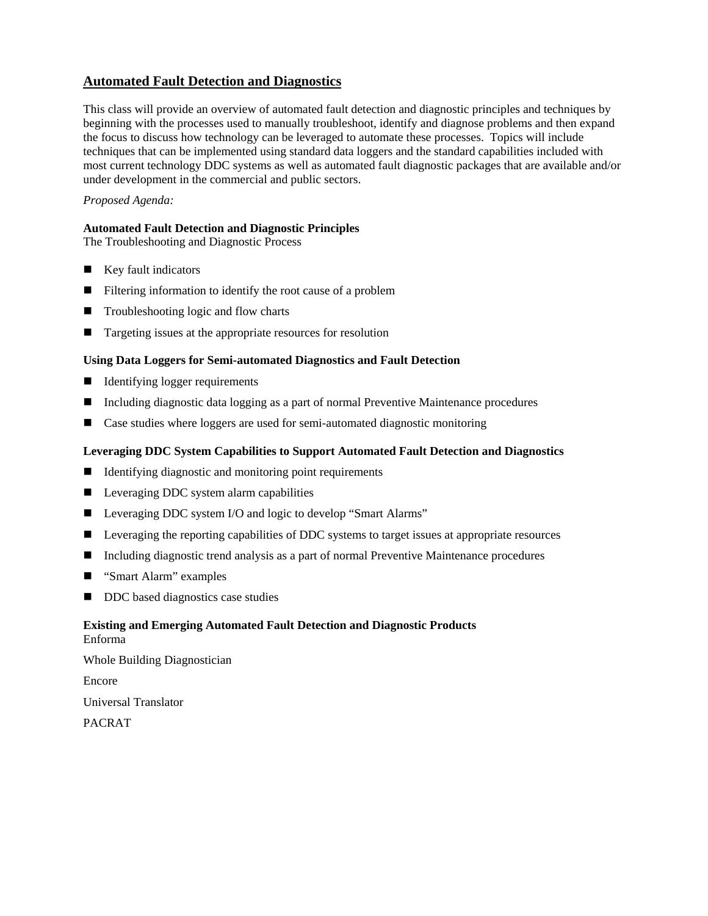## Automated Fault Detection and Diagnostics

This class will provide an overview of automated fault detection and diagnostic principles and techniques by beginning with the processes used to manually troubleshoot, identify and diagnose problems and then expand the focus to discuss how technology can be leveraged to automate these processes. Topics will include techniques that can be implemented using standard data loggers and the standard capabilities included with most current technology DDC systems as well as automated fault diagnostic packages that are available and/or under development in the commercial and public sectors.

*Proposed Agenda:*

**Automated Fault Detection and Diagnostic Principles**
The Troubleshooting and Diagnostic Process

- Key fault indicators
- Filtering information to identify the root cause of a problem
- Troubleshooting logic and flow charts
- Targeting issues at the appropriate resources for resolution

**Using Data Loggers for Semi-automated Diagnostics and Fault Detection**

- Identifying logger requirements
- Including diagnostic data logging as a part of normal Preventive Maintenance procedures
- Case studies where loggers are used for semi-automated diagnostic monitoring

**Leveraging DDC System Capabilities to Support Automated Fault Detection and Diagnostics**

- Identifying diagnostic and monitoring point requirements
- Leveraging DDC system alarm capabilities
- Leveraging DDC system I/O and logic to develop "Smart Alarms"
- Leveraging the reporting capabilities of DDC systems to target issues at appropriate resources
- Including diagnostic trend analysis as a part of normal Preventive Maintenance procedures
- "Smart Alarm" examples
- DDC based diagnostics case studies

**Existing and Emerging Automated Fault Detection and Diagnostic Products**
Enforma

Whole Building Diagnostician

Encore

Universal Translator

PACRAT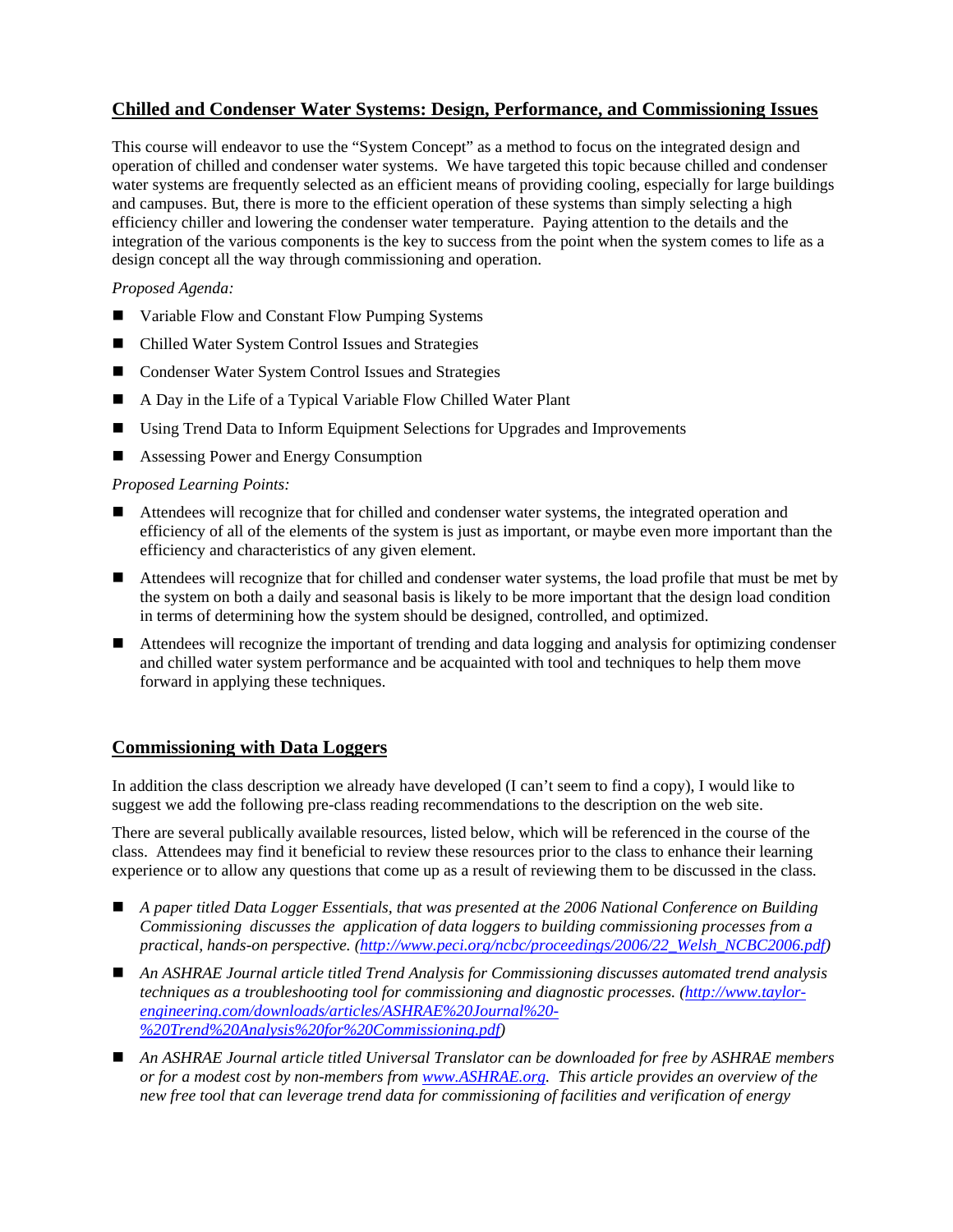## Chilled and Condenser Water Systems: Design, Performance, and Commissioning Issues

This course will endeavor to use the "System Concept" as a method to focus on the integrated design and operation of chilled and condenser water systems. We have targeted this topic because chilled and condenser water systems are frequently selected as an efficient means of providing cooling, especially for large buildings and campuses. But, there is more to the efficient operation of these systems than simply selecting a high efficiency chiller and lowering the condenser water temperature. Paying attention to the details and the integration of the various components is the key to success from the point when the system comes to life as a design concept all the way through commissioning and operation.

*Proposed Agenda:*

- Variable Flow and Constant Flow Pumping Systems
- Chilled Water System Control Issues and Strategies
- Condenser Water System Control Issues and Strategies
- A Day in the Life of a Typical Variable Flow Chilled Water Plant
- Using Trend Data to Inform Equipment Selections for Upgrades and Improvements
- Assessing Power and Energy Consumption

*Proposed Learning Points:*

- Attendees will recognize that for chilled and condenser water systems, the integrated operation and efficiency of all of the elements of the system is just as important, or maybe even important than the efficiency and characteristics of any given element.
- Attendees will recognize that for chilled and condenser water systems, the load profile that must be met by the system on both a daily and seasonal basis is likely to be more important that the design load condition in terms of determining how the system should be designed, controlled, and optimized.
- Attendees will recognize the important of trending and data logging and analysis for optimizing condenser and chilled water system performance and be acquainted with tool and techniques to help them move forward in applying these techniques.

## Commissioning with Data Loggers

In addition the class description we already have developed (I can't seem to find a copy), I would like to suggest we add the following pre-class reading recommendations to the description on the web site.

There are several publically available resources, listed below, which will be referenced in the course of the class. Attendees may find it beneficial to review these resources prior to the class to enhance their learning experience or to allow any questions that come up as a result of reviewing them to be discussed in the class.

- *A paper titled Data Logger Essentials, that was presented at the 2006 National Conference on Building Commissioning discusses the application of data loggers to building commissioning processes from a practical, hands-on perspective. (http://www.peci.org/ncbc/proceedings/2006/22_Welsh_NCBC2006.pdf)*
- *An ASHRAE Journal article titled Trend Analysis for Commissioning discusses automated trend analysis techniques as a troubleshooting tool for commissioning and diagnostic processes. (http://www.taylor-engineering.com/downloads/articles/ASHRAE%20Journal%20-%20Trend%20Analysis%20for%20Commissioning.pdf)*
- *An ASHRAE Journal article titled Universal Translator can be downloaded for free by ASHRAE members or for a modest cost by non-members from www.ASHRAE.org. This article provides an overview of the new free tool that can leverage trend data for commissioning of facilities and verification of energy*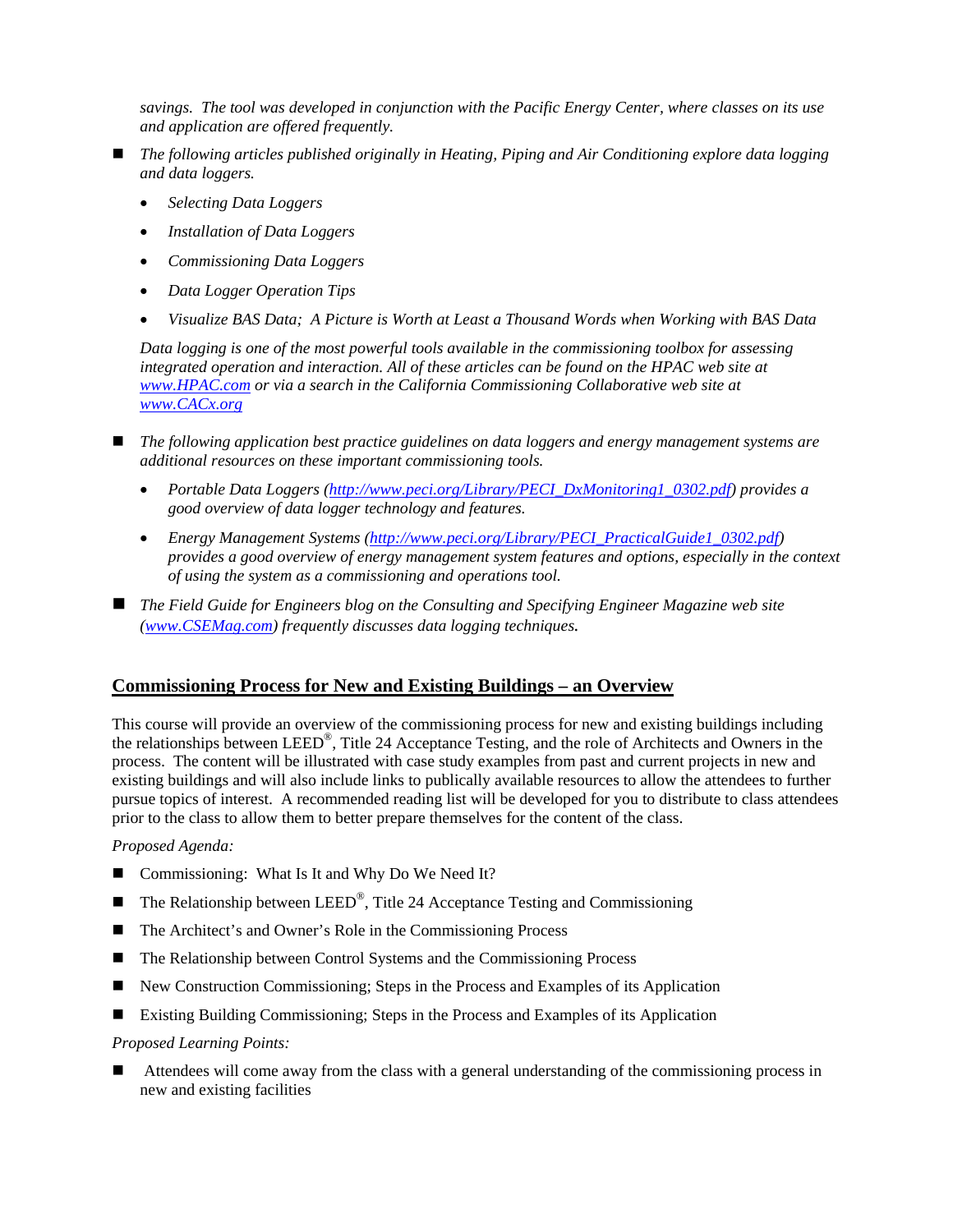*savings. The tool was developed in conjunction with the Pacific Energy Center, where classes on its use and application are offered frequently.*

- *The following articles published originally in Heating, Piping and Air Conditioning explore data logging and data loggers.*
  - *Selecting Data Loggers*
  - *Installation of Data Loggers*
  - *Commissioning Data Loggers*
  - *Data Logger Operation Tips*
  - *Visualize BAS Data; A Picture is Worth at Least a Thousand Words when Working with BAS Data*

  *Data logging is one of the most powerful tools available in the commissioning toolbox for assessing integrated operation and interaction. All of these articles can be found on the HPAC web site at [www.HPAC.com](www.HPAC.com) or via a search in the California Commissioning Collaborative web site at [www.CACx.org](www.CACx.org)*

- *The following application best practice guidelines on data loggers and energy management systems are additional resources on these important commissioning tools.*
  - *Portable Data Loggers ([http://www.peci.org/Library/PECI_DxMonitoring1_0302.pdf](http://www.peci.org/Library/PECI_DxMonitoring1_0302.pdf)) provides a good overview of data logger technology and features.*
  - *Energy Management Systems ([http://www.peci.org/Library/PECI_PracticalGuide1_0302.pdf](http://www.peci.org/Library/PECI_PracticalGuide1_0302.pdf)) provides a good overview of energy management system features and options, especially in the context of using the system as a commissioning and operations tool.*

- *The Field Guide for Engineers blog on the Consulting and Specifying Engineer Magazine web site ([www.CSEMag.com](www.CSEMag.com)) frequently discusses data logging techniques.*

## Commissioning Process for New and Existing Buildings – an Overview

This course will provide an overview of the commissioning process for new and existing buildings including the relationships between LEED®, Title 24 Acceptance Testing, and the role of Architects and Owners in the process. The content will be illustrated with case study examples from past and current projects in new and existing buildings and will also include links to publically available resources to allow the attendees to further pursue topics of interest. A recommended reading list will be developed for you to distribute to class attendees prior to the class to allow them to better prepare themselves for the content of the class.

*Proposed Agenda:*

- Commissioning: What Is It and Why Do We Need It?
- The Relationship between LEED®, Title 24 Acceptance Testing and Commissioning
- The Architect's and Owner's Role in the Commissioning Process
- The Relationship between Control Systems and the Commissioning Process
- New Construction Commissioning; Steps in the Process and Examples of its Application
- Existing Building Commissioning; Steps in the Process and Examples of its Application

*Proposed Learning Points:*

- Attendees will come away from the class with a general understanding of the commissioning process in new and existing facilities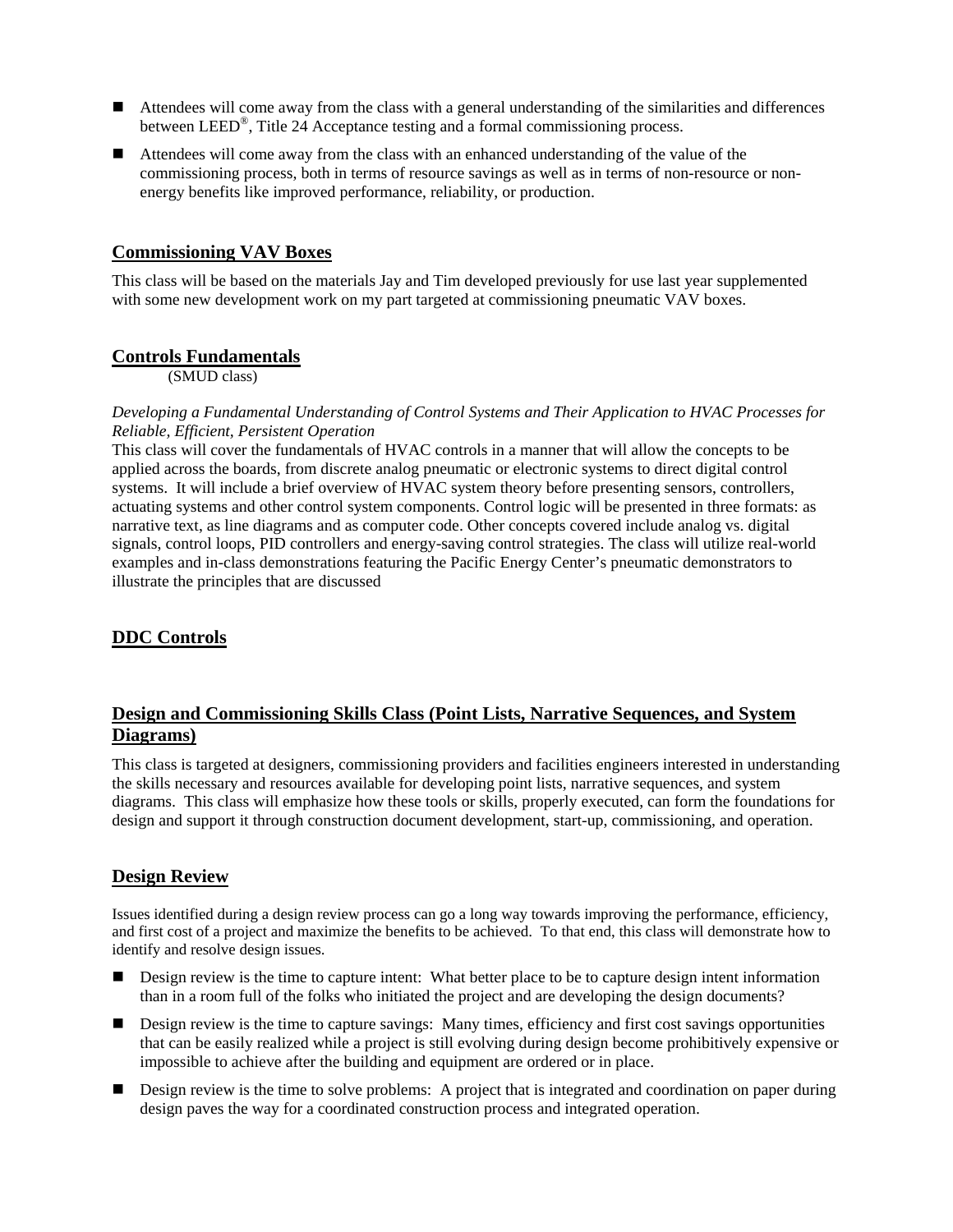- Attendees will come away from the class with a general understanding of the similarities and differences between LEED®, Title 24 Acceptance testing and a formal commissioning process.
- Attendees will come away from the class with an enhanced understanding of the value of the commissioning process, both in terms of resource savings as well as in terms of non-resource or non-energy benefits like improved performance, reliability, or production.

## Commissioning VAV Boxes

This class will be based on the materials Jay and Tim developed previously for use last year supplemented with some new development work on my part targeted at commissioning pneumatic VAV boxes.

## Controls Fundamentals

(SMUD class)

*Developing a Fundamental Understanding of Control Systems and Their Application to HVAC Processes for Reliable, Efficient, Persistent Operation*

This class will cover the fundamentals of HVAC controls in a manner that will allow the concepts to be applied across the boards, from discrete analog pneumatic or electronic systems to direct digital control systems. It will include a brief overview of HVAC system theory before presenting sensors, controllers, actuating systems and other control system components. Control logic will be presented in three formats: as narrative text, as line diagrams and as computer code. Other concepts covered include analog vs. digital signals, control loops, PID controllers and energy-saving control strategies. The class will utilize real-world examples and in-class demonstrations featuring the Pacific Energy Center's pneumatic demonstrators to illustrate the principles that are discussed

## DDC Controls

## Design and Commissioning Skills Class (Point Lists, Narrative Sequences, and System Diagrams)

This class is targeted at designers, commissioning providers and facilities engineers interested in understanding the skills necessary and resources available for developing point lists, narrative sequences, and system diagrams. This class will emphasize how these tools or skills, properly executed, can form the foundations for design and support it through construction document development, start-up, commissioning, and operation.

## Design Review

Issues identified during a design review process can go a long way towards improving the performance, efficiency, and first cost of a project and maximize the benefits to be achieved. To that end, this class will demonstrate how to identify and resolve design issues.

- Design review is the time to capture intent: What better place to be to capture design intent information than in a room full of the folks who initiated the project and are developing the design documents?
- Design review is the time to capture savings: Many times, efficiency and first cost savings opportunities that can be easily realized while a project is still evolving during design become prohibitively expensive or impossible to achieve after the building and equipment are ordered or in place.
- Design review is the time to solve problems: A project that is integrated and coordination on paper during design paves the way for a coordinated construction process and integrated operation.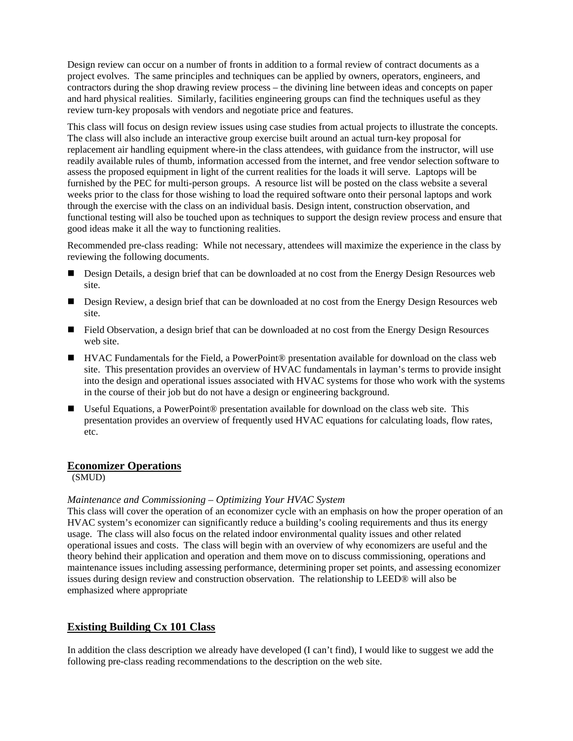Design review can occur on a number of fronts in addition to a formal review of contract documents as a project evolves. The same principles and techniques can be applied by owners, operators, engineers, and contractors during the shop drawing review process – the divining line between ideas and concepts on paper and hard physical realities. Similarly, facilities engineering groups can find the techniques useful as they review turn-key proposals with vendors and negotiate price and features.

This class will focus on design review issues using case studies from actual projects to illustrate the concepts. The class will also include an interactive group exercise built around an actual turn-key proposal for replacement air handling equipment where-in the class attendees, with guidance from the instructor, will use readily available rules of thumb, information accessed from the internet, and free vendor selection software to assess the proposed equipment in light of the current realities for the loads it will serve. Laptops will be furnished by the PEC for multi-person groups. A resource list will be posted on the class website a several weeks prior to the class for those wishing to load the required software onto their personal laptops and work through the exercise with the class on an individual basis. Design intent, construction observation, and functional testing will also be touched upon as techniques to support the design review process and ensure that good ideas make it all the way to functioning realities.

Recommended pre-class reading: While not necessary, attendees will maximize the experience in the class by reviewing the following documents.

- Design Details, a design brief that can be downloaded at no cost from the Energy Design Resources web site.
- Design Review, a design brief that can be downloaded at no cost from the Energy Design Resources web site.
- Field Observation, a design brief that can be downloaded at no cost from the Energy Design Resources web site.
- HVAC Fundamentals for the Field, a PowerPoint® presentation available for download on the class web site. This presentation provides an overview of HVAC fundamentals in layman's terms to provide insight into the design and operational issues associated with HVAC systems for those who work with the systems in the course of their job but do not have a design or engineering background.
- Useful Equations, a PowerPoint® presentation available for download on the class web site. This presentation provides an overview of frequently used HVAC equations for calculating loads, flow rates, etc.

## Economizer Operations

(SMUD)

*Maintenance and Commissioning – Optimizing Your HVAC System*

This class will cover the operation of an economizer cycle with an emphasis on how the proper operation of an HVAC system's economizer can significantly reduce a building's cooling requirements and thus its energy usage. The class will also focus on the related indoor environmental quality issues and other related operational issues and costs. The class will begin with an overview of why economizers are useful and the theory behind their application and operation and them move on to discuss commissioning, operations and maintenance issues including assessing performance, determining proper set points, and assessing economizer issues during design review and construction observation. The relationship to LEED® will also be emphasized where appropriate

## Existing Building Cx 101 Class

In addition the class description we already have developed (I can't find), I would like to suggest we add the following pre-class reading recommendations to the description on the web site.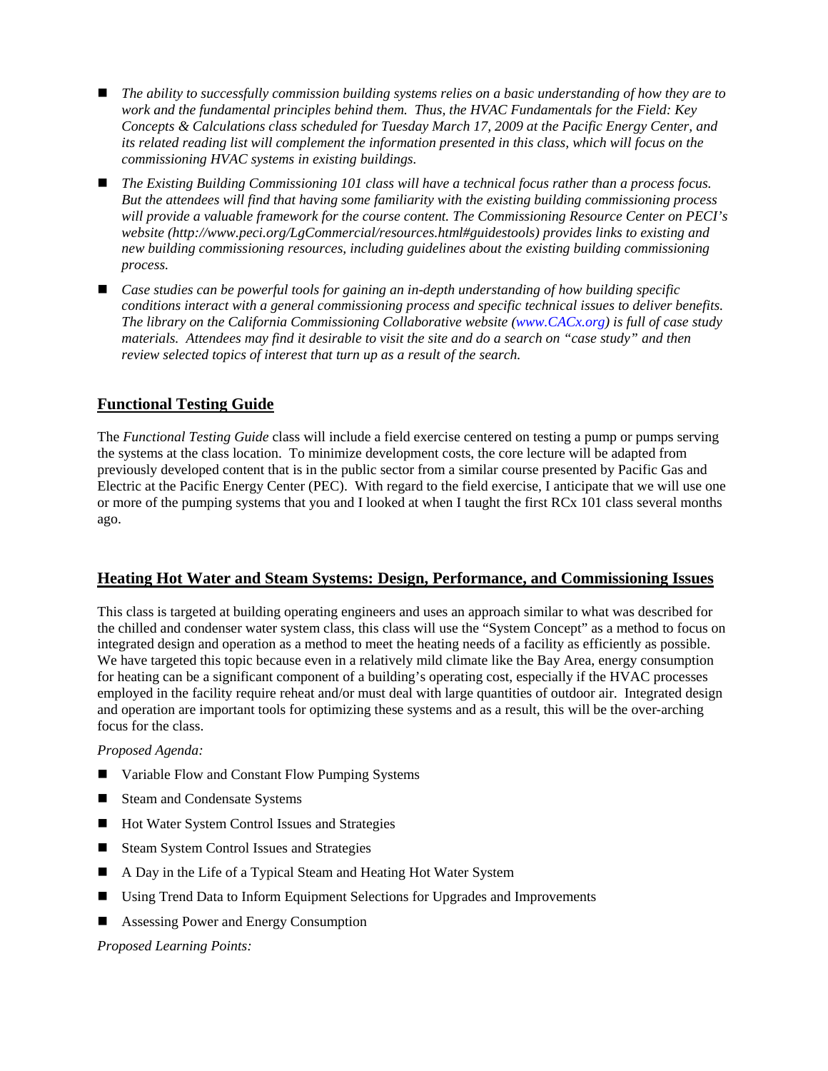- *The ability to successfully commission building systems relies on a basic understanding of how they are to work and the fundamental principles behind them. Thus, the HVAC Fundamentals for the Field: Key Concepts & Calculations class scheduled for Tuesday March 17, 2009 at the Pacific Energy Center, and its related reading list will complement the information presented in this class, which will focus on the commissioning HVAC systems in existing buildings.*
- *The Existing Building Commissioning 101 class will have a technical focus rather than a process focus. But the attendees will find that having some familiarity with the existing building commissioning process will provide a valuable framework for the course content. The Commissioning Resource Center on PECI's website (http://www.peci.org/LgCommercial/resources.html#guidestools) provides links to existing and new building commissioning resources, including guidelines about the existing building commissioning process.*
- *Case studies can be powerful tools for gaining an in-depth understanding of how building specific conditions interact with a general commissioning process and specific technical issues to deliver benefits. The library on the California Commissioning Collaborative website (www.CACx.org) is full of case study materials. Attendees may find it desirable to visit the site and do a search on "case study" and then review selected topics of interest that turn up as a result of the search.*

## Functional Testing Guide

The *Functional Testing Guide* class will include a field exercise centered on testing a pump or pumps serving the systems at the class location. To minimize development costs, the core lecture will be adapted from previously developed content that is in the public sector from a similar course presented by Pacific Gas and Electric at the Pacific Energy Center (PEC). With regard to the field exercise, I anticipate that we will use one or more of the pumping systems that you and I looked at when I taught the first RCx 101 class several months ago.

## Heating Hot Water and Steam Systems: Design, Performance, and Commissioning Issues

This class is targeted at building operating engineers and uses an approach similar to what was described for the chilled and condenser water system class, this class will use the "System Concept" as a method to focus on integrated design and operation as a method to meet the heating needs of a facility as efficiently as possible. We have targeted this topic because even in a relatively mild climate like the Bay Area, energy consumption for heating can be a significant component of a building's operating cost, especially if the HVAC processes employed in the facility require reheat and/or must deal with large quantities of outdoor air. Integrated design and operation are important tools for optimizing these systems and as a result, this will be the over-arching focus for the class.

*Proposed Agenda:*

- Variable Flow and Constant Flow Pumping Systems
- Steam and Condensate Systems
- Hot Water System Control Issues and Strategies
- Steam System Control Issues and Strategies
- A Day in the Life of a Typical Steam and Heating Hot Water System
- Using Trend Data to Inform Equipment Selections for Upgrades and Improvements
- Assessing Power and Energy Consumption

*Proposed Learning Points:*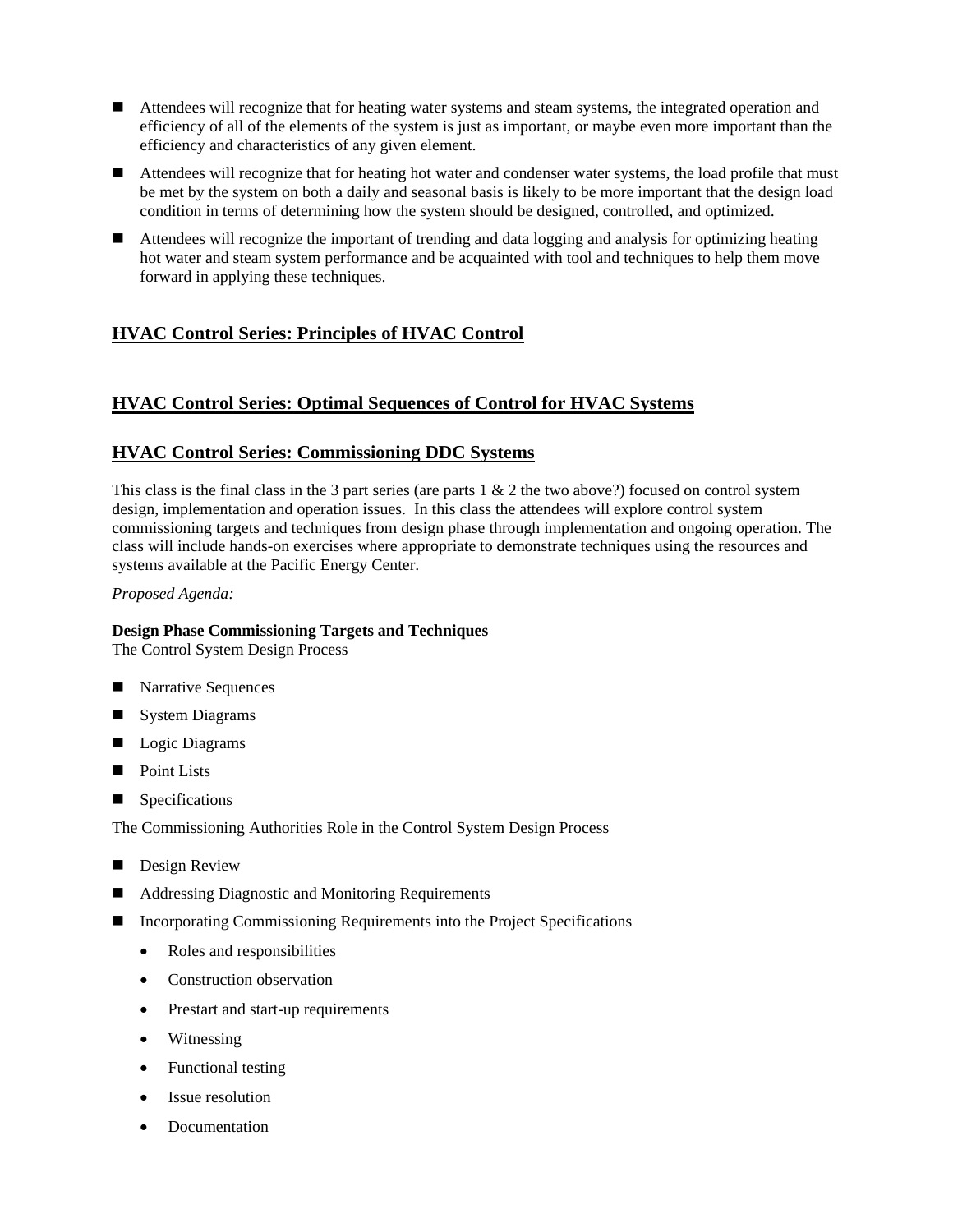- Attendees will recognize that for heating water systems and steam systems, the integrated operation and efficiency of all of the elements of the system is just as important, or maybe even more important than the efficiency and characteristics of any given element.
- Attendees will recognize that for heating hot water and condenser water systems, the load profile that must be met by the system on both a daily and seasonal basis is likely to be more important that the design load condition in terms of determining how the system should be designed, controlled, and optimized.
- Attendees will recognize the important of trending and data logging and analysis for optimizing heating hot water and steam system performance and be acquainted with tool and techniques to help them move forward in applying these techniques.

## HVAC Control Series: Principles of HVAC Control

## HVAC Control Series: Optimal Sequences of Control for HVAC Systems

## HVAC Control Series: Commissioning DDC Systems

This class is the final class in the 3 part series (are parts 1 & 2 the two above?) focused on control system design, implementation and operation issues. In this class the attendees will explore control system commissioning targets and techniques from design phase through implementation and ongoing operation. The class will include hands-on exercises where appropriate to demonstrate techniques using the resources and systems available at the Pacific Energy Center.

*Proposed Agenda:*

**Design Phase Commissioning Targets and Techniques**

The Control System Design Process

- Narrative Sequences
- System Diagrams
- Logic Diagrams
- Point Lists
- Specifications

The Commissioning Authorities Role in the Control System Design Process

- Design Review
- Addressing Diagnostic and Monitoring Requirements
- Incorporating Commissioning Requirements into the Project Specifications
  - Roles and responsibilities
  - Construction observation
  - Prestart and start-up requirements
  - Witnessing
  - Functional testing
  - Issue resolution
  - Documentation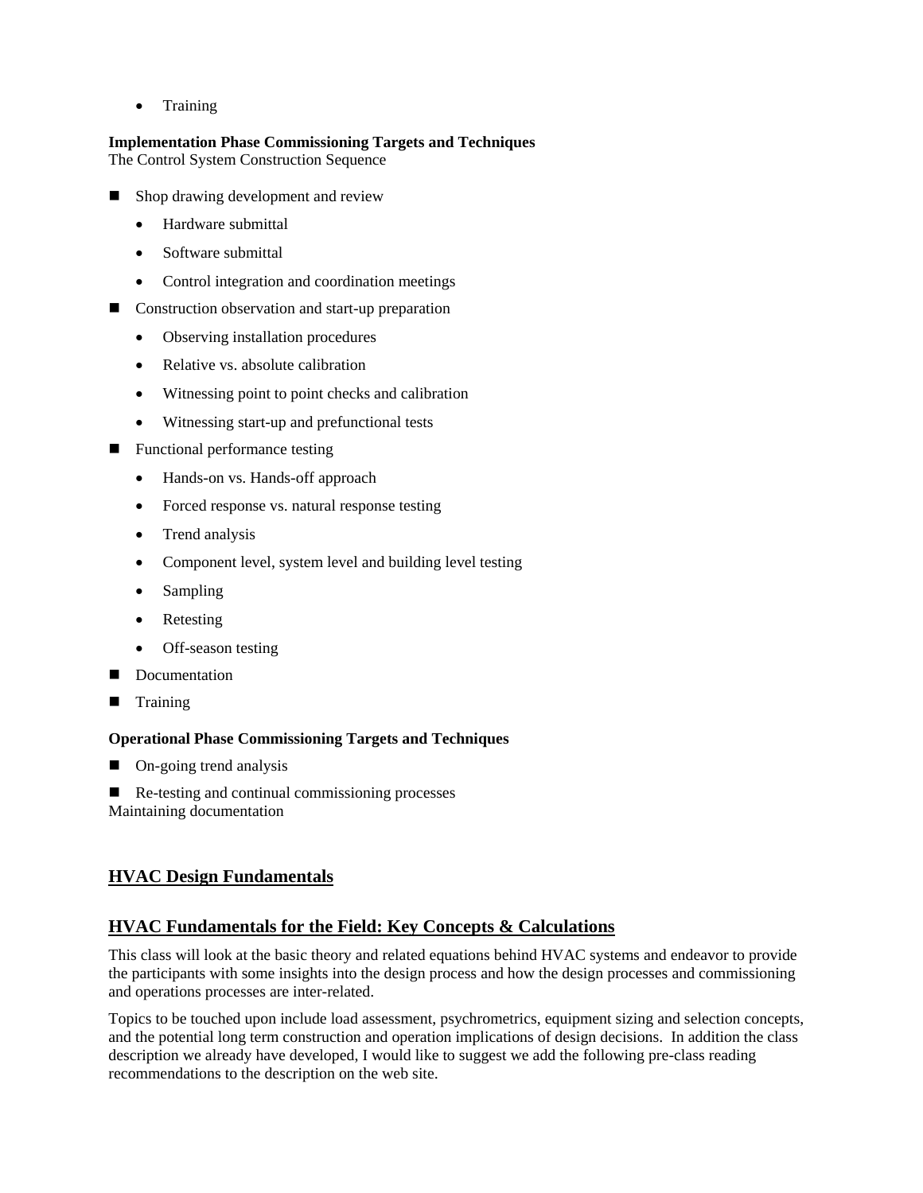- Training

**Implementation Phase Commissioning Targets and Techniques**
The Control System Construction Sequence

- Shop drawing development and review
  - Hardware submittal
  - Software submittal
  - Control integration and coordination meetings
- Construction observation and start-up preparation
  - Observing installation procedures
  - Relative vs. absolute calibration
  - Witnessing point to point checks and calibration
  - Witnessing start-up and prefunctional tests
- Functional performance testing
  - Hands-on vs. Hands-off approach
  - Forced response vs. natural response testing
  - Trend analysis
  - Component level, system level and building level testing
  - Sampling
  - Retesting
  - Off-season testing
- Documentation
- Training

**Operational Phase Commissioning Targets and Techniques**

- On-going trend analysis
- Re-testing and continual commissioning processes

Maintaining documentation

## HVAC Design Fundamentals

## HVAC Fundamentals for the Field: Key Concepts & Calculations

This class will look at the basic theory and related equations behind HVAC systems and endeavor to provide the participants with some insights into the design process and how the design processes and commissioning and operations processes are inter-related.

Topics to be touched upon include load assessment, psychrometrics, equipment sizing and selection concepts, and the potential long term construction and operation implications of design decisions. In addition the class description we already have developed, I would like to suggest we add the following pre-class reading recommendations to the description on the web site.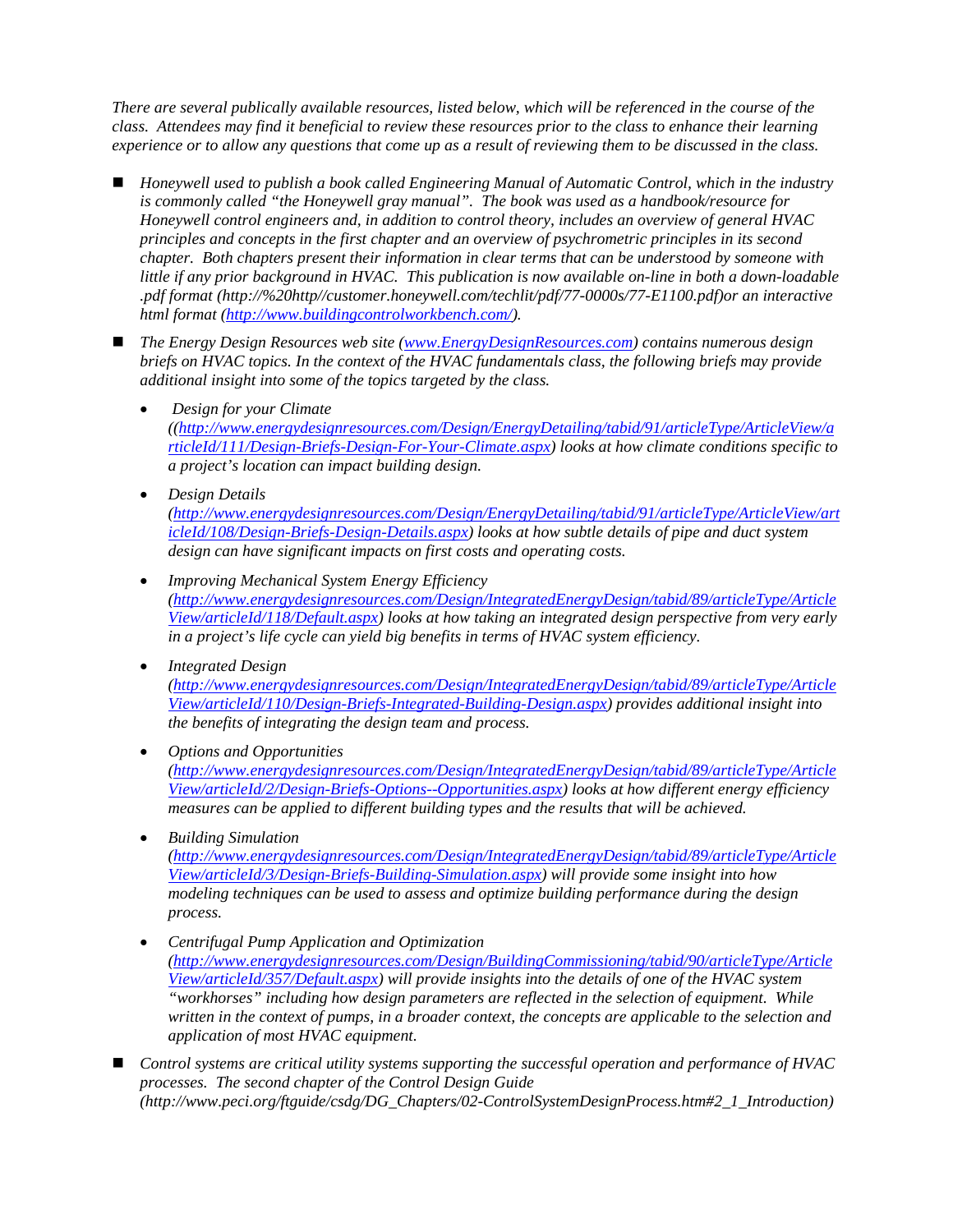*There are several publically available resources, listed below, which will be referenced in the course of the class. Attendees may find it beneficial to review these resources prior to the class to enhance their learning experience or to allow any questions that come up as a result of reviewing them to be discussed in the class.*

- *Honeywell used to publish a book called Engineering Manual of Automatic Control, which in the industry is commonly called "the Honeywell gray manual". The book was used as a handbook/resource for Honeywell control engineers and, in addition to control theory, includes an overview of general HVAC principles and concepts in the first chapter and an overview of psychrometric principles in its second chapter. Both chapters present their information in clear terms that can be understood by someone with little if any prior background in HVAC. This publication is now available on-line in both a down-loadable .pdf format (http://%20http//customer.honeywell.com/techlit/pdf/77-0000s/77-E1100.pdf)or an interactive html format (http://www.buildingcontrolworkbench.com/).*

- *The Energy Design Resources web site (www.EnergyDesignResources.com) contains numerous design briefs on HVAC topics. In the context of the HVAC fundamentals class, the following briefs may provide additional insight into some of the topics targeted by the class.*

  - *Design for your Climate ((http://www.energydesignresources.com/Design/EnergyDetailing/tabid/91/articleType/ArticleView/articleId/111/Design-Briefs-Design-For-Your-Climate.aspx) looks at how climate conditions specific to a project's location can impact building design.*

  - *Design Details (http://www.energydesignresources.com/Design/EnergyDetailing/tabid/91/articleType/ArticleView/articleId/108/Design-Briefs-Design-Details.aspx) looks at how subtle details of pipe and duct system design can have significant impacts on first costs and operating costs.*

  - *Improving Mechanical System Energy Efficiency (http://www.energydesignresources.com/Design/IntegratedEnergyDesign/tabid/89/articleType/ArticleView/articleId/118/Default.aspx) looks at how taking an integrated design perspective from very early in a project's life cycle can yield big benefits in terms of HVAC system efficiency.*

  - *Integrated Design (http://www.energydesignresources.com/Design/IntegratedEnergyDesign/tabid/89/articleType/ArticleView/articleId/110/Design-Briefs-Integrated-Building-Design.aspx) provides additional insight into the benefits of integrating the design team and process.*

  - *Options and Opportunities (http://www.energydesignresources.com/Design/IntegratedEnergyDesign/tabid/89/articleType/ArticleView/articleId/2/Design-Briefs-Options--Opportunities.aspx) looks at how different energy efficiency measures can be applied to different building types and the results that will be achieved.*

  - *Building Simulation (http://www.energydesignresources.com/Design/IntegratedEnergyDesign/tabid/89/articleType/ArticleView/articleId/3/Design-Briefs-Building-Simulation.aspx) will provide some insight into how modeling techniques can be used to assess and optimize building performance during the design process.*

  - *Centrifugal Pump Application and Optimization (http://www.energydesignresources.com/Design/BuildingCommissioning/tabid/90/articleType/ArticleView/articleId/357/Default.aspx) will provide insights into the details of one of the HVAC system "workhorses" including how design parameters are reflected in the selection of equipment. While written in the context of pumps, in a broader context, the concepts are applicable to the selection and application of most HVAC equipment.*

- *Control systems are critical utility systems supporting the successful operation and performance of HVAC processes. The second chapter of the Control Design Guide (http://www.peci.org/ftguide/csdg/DG_Chapters/02-ControlSystemDesignProcess.htm#2_1_Introduction)*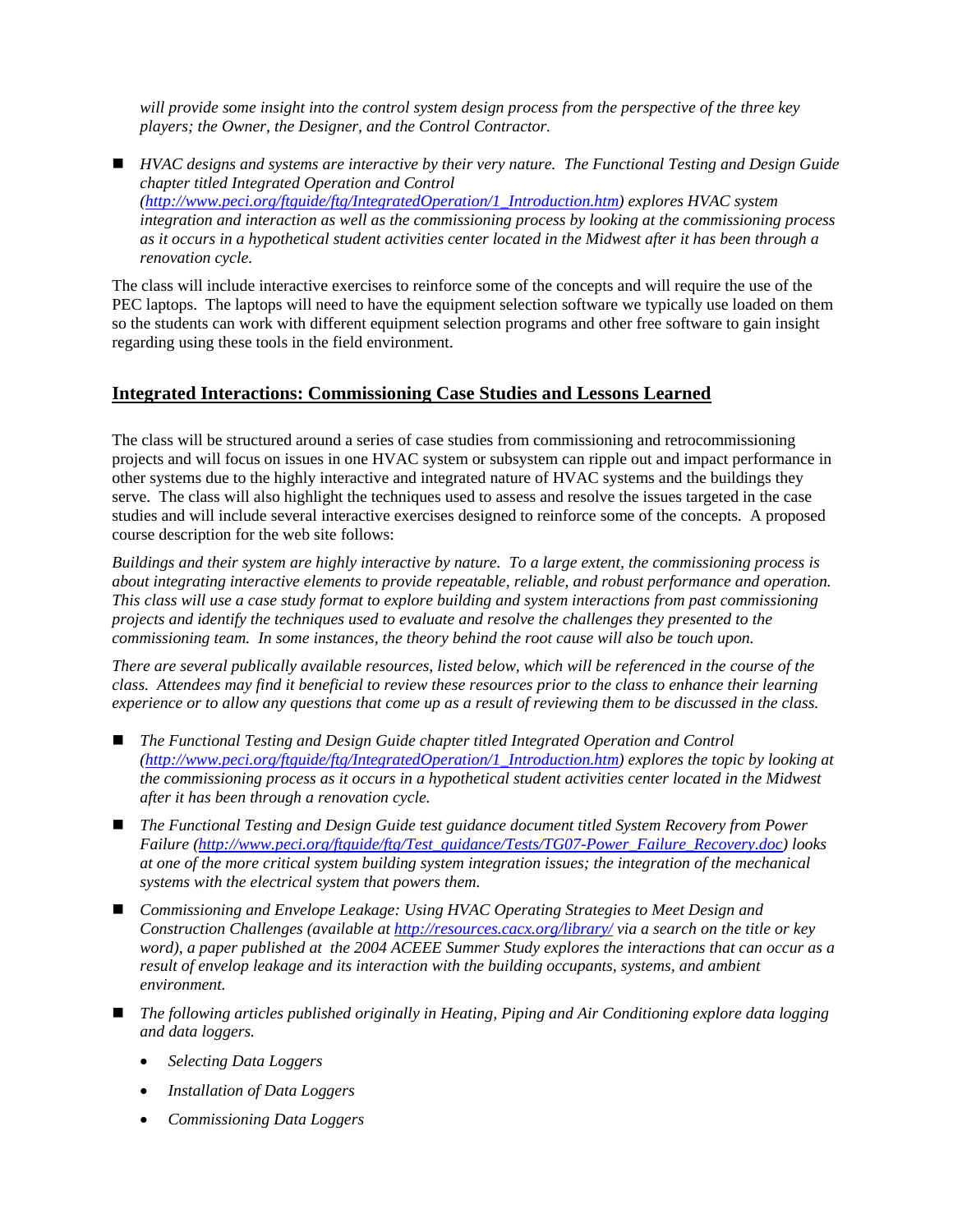*will provide some insight into the control system design process from the perspective of the three key players; the Owner, the Designer, and the Control Contractor.*

- *HVAC designs and systems are interactive by their very nature. The Functional Testing and Design Guide chapter titled Integrated Operation and Control ([http://www.peci.org/ftguide/ftg/IntegratedOperation/1_Introduction.htm](http://www.peci.org/ftguide/ftg/IntegratedOperation/1_Introduction.htm)) explores HVAC system integration and interaction as well as the commissioning process by looking at the commissioning process as it occurs in a hypothetical student activities center located in the Midwest after it has been through a renovation cycle.*

The class will include interactive exercises to reinforce some of the concepts and will require the use of the PEC laptops. The laptops will need to have the equipment selection software we typically use loaded on them so the students can work with different equipment selection programs and other free software to gain insight regarding using these tools in the field environment.

## Integrated Interactions: Commissioning Case Studies and Lessons Learned

The class will be structured around a series of case studies from commissioning and retrocommissioning projects and will focus on issues in one HVAC system or subsystem can ripple out and impact performance in other systems due to the highly interactive and integrated nature of HVAC systems and the buildings they serve. The class will also highlight the techniques used to assess and resolve the issues targeted in the case studies and will include several interactive exercises designed to reinforce some of the concepts. A proposed course description for the web site follows:

*Buildings and their system are highly interactive by nature. To a large extent, the commissioning process is about integrating interactive elements to provide repeatable, reliable, and robust performance and operation. This class will use a case study format to explore building and system interactions from past commissioning projects and identify the techniques used to evaluate and resolve the challenges they presented to the commissioning team. In some instances, the theory behind the root cause will also be touch upon.*

*There are several publically available resources, listed below, which will be referenced in the course of the class. Attendees may find it beneficial to review these resources prior to the class to enhance their learning experience or to allow any questions that come up as a result of reviewing them to be discussed in the class.*

- *The Functional Testing and Design Guide chapter titled Integrated Operation and Control ([http://www.peci.org/ftguide/ftg/IntegratedOperation/1_Introduction.htm](http://www.peci.org/ftguide/ftg/IntegratedOperation/1_Introduction.htm)) explores the topic by looking at the commissioning process as it occurs in a hypothetical student activities center located in the Midwest after it has been through a renovation cycle.*
- *The Functional Testing and Design Guide test guidance document titled System Recovery from Power Failure ([http://www.peci.org/ftguide/ftg/Test_guidance/Tests/TG07-Power_Failure_Recovery.doc](http://www.peci.org/ftguide/ftg/Test_guidance/Tests/TG07-Power_Failure_Recovery.doc)) looks at one of the more critical system building system integration issues; the integration of the mechanical systems with the electrical system that powers them.*
- *Commissioning and Envelope Leakage: Using HVAC Operating Strategies to Meet Design and Construction Challenges (available at [http://resources.cacx.org/library/](http://resources.cacx.org/library/) via a search on the title or key word), a paper published at the 2004 ACEEE Summer Study explores the interactions that can occur as a result of envelop leakage and its interaction with the building occupants, systems, and ambient environment.*
- *The following articles published originally in Heating, Piping and Air Conditioning explore data logging and data loggers.*
  - *Selecting Data Loggers*
  - *Installation of Data Loggers*
  - *Commissioning Data Loggers*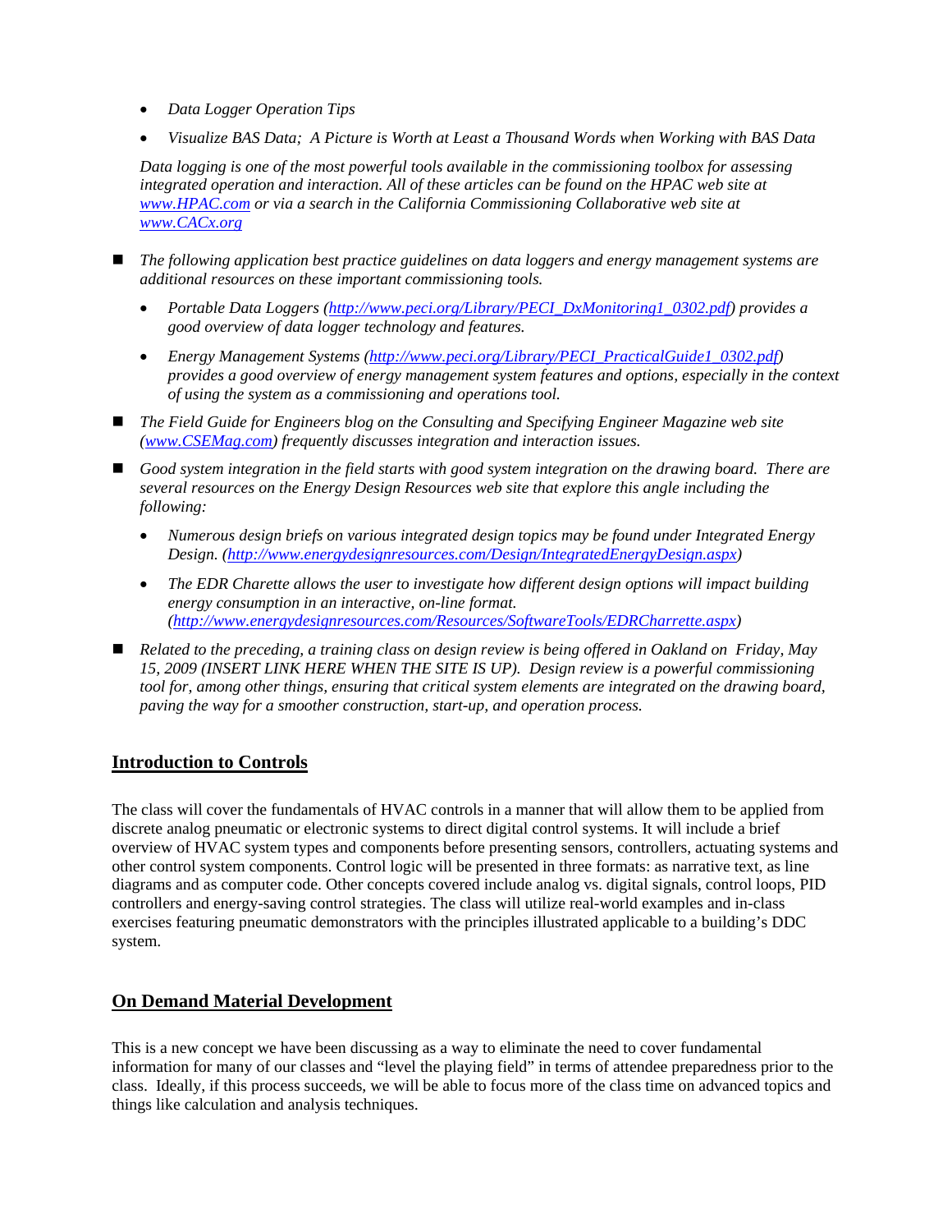- *Data Logger Operation Tips*
- *Visualize BAS Data; A Picture is Worth at Least a Thousand Words when Working with BAS Data*

  *Data logging is one of the most powerful tools available in the commissioning toolbox for assessing integrated operation and interaction. All of these articles can be found on the HPAC web site at [www.HPAC.com](http://www.HPAC.com) or via a search in the California Commissioning Collaborative web site at [www.CACx.org](http://www.CACx.org)*

- *The following application best practice guidelines on data loggers and energy management systems are additional resources on these important commissioning tools.*
  - *Portable Data Loggers ([http://www.peci.org/Library/PECI_DxMonitoring1_0302.pdf](http://www.peci.org/Library/PECI_DxMonitoring1_0302.pdf)) provides a good overview of data logger technology and features.*
  - *Energy Management Systems ([http://www.peci.org/Library/PECI_PracticalGuide1_0302.pdf](http://www.peci.org/Library/PECI_PracticalGuide1_0302.pdf)) provides a good overview of energy management system features and options, especially in the context of using the system as a commissioning and operations tool.*
- *The Field Guide for Engineers blog on the Consulting and Specifying Engineer Magazine web site ([www.CSEMag.com](http://www.CSEMag.com)) frequently discusses integration and interaction issues.*
- *Good system integration in the field starts with good system integration on the drawing board. There are several resources on the Energy Design Resources web site that explore this angle including the following:*
  - *Numerous design briefs on various integrated design topics may be found under Integrated Energy Design. ([http://www.energydesignresources.com/Design/IntegratedEnergyDesign.aspx](http://www.energydesignresources.com/Design/IntegratedEnergyDesign.aspx))*
  - *The EDR Charette allows the user to investigate how different design options will impact building energy consumption in an interactive, on-line format. ([http://www.energydesignresources.com/Resources/SoftwareTools/EDRCharrette.aspx](http://www.energydesignresources.com/Resources/SoftwareTools/EDRCharrette.aspx))*
- *Related to the preceding, a training class on design review is being offered in Oakland on Friday, May 15, 2009 (INSERT LINK HERE WHEN THE SITE IS UP). Design review is a powerful commissioning tool for, among other things, ensuring that critical system elements are integrated on the drawing board, paving the way for a smoother construction, start-up, and operation process.*

## Introduction to Controls

The class will cover the fundamentals of HVAC controls in a manner that will allow them to be applied from discrete analog pneumatic or electronic systems to direct digital control systems. It will include a brief overview of HVAC system types and components before presenting sensors, controllers, actuating systems and other control system components. Control logic will be presented in three formats: as narrative text, as line diagrams and as computer code. Other concepts covered include analog vs. digital signals, control loops, PID controllers and energy-saving control strategies. The class will utilize real-world examples and in-class exercises featuring pneumatic demonstrators with the principles illustrated applicable to a building's DDC system.

## On Demand Material Development

This is a new concept we have been discussing as a way to eliminate the need to cover fundamental information for many of our classes and "level the playing field" in terms of attendee preparedness prior to the class. Ideally, if this process succeeds, we will be able to focus more of the class time on advanced topics and things like calculation and analysis techniques.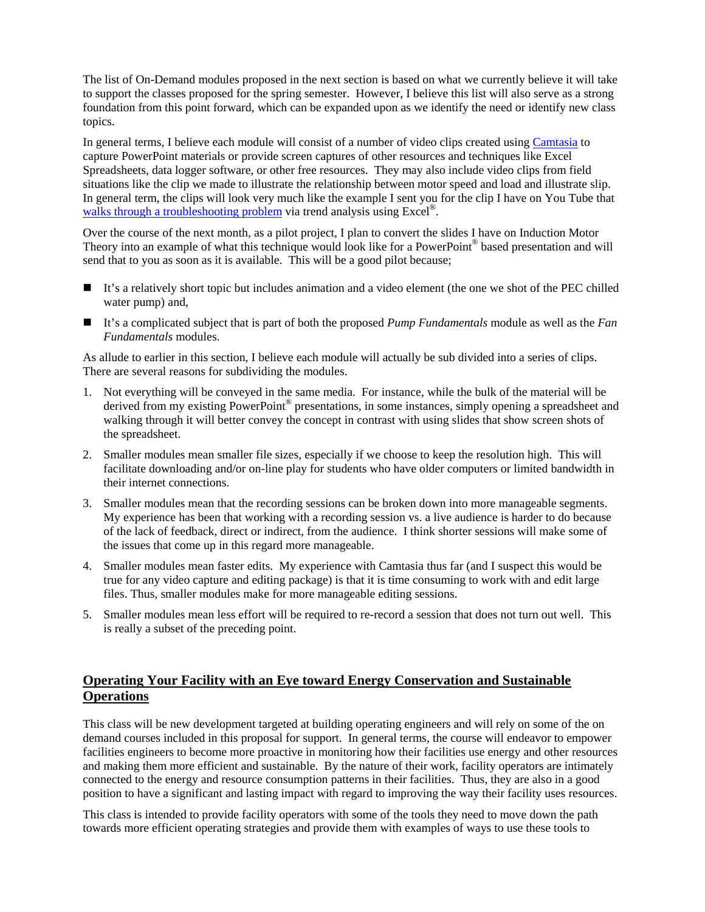The list of On-Demand modules proposed in the next section is based on what we currently believe it will take to support the classes proposed for the spring semester. However, I believe this list will also serve as a strong foundation from this point forward, which can be expanded upon as we identify the need or identify new class topics.

In general terms, I believe each module will consist of a number of video clips created using Camtasia to capture PowerPoint materials or provide screen captures of other resources and techniques like Excel Spreadsheets, data logger software, or other free resources. They may also include video clips from field situations like the clip we made to illustrate the relationship between motor speed and load and illustrate slip. In general term, the clips will look very much like the example I sent you for the clip I have on You Tube that walks through a troubleshooting problem via trend analysis using Excel®.

Over the course of the next month, as a pilot project, I plan to convert the slides I have on Induction Motor Theory into an example of what this technique would look like for a PowerPoint® based presentation and will send that to you as soon as it is available. This will be a good pilot because;

- It's a relatively short topic but includes animation and a video element (the one we shot of the PEC chilled water pump) and,
- It's a complicated subject that is part of both the proposed *Pump Fundamentals* module as well as the *Fan Fundamentals* modules.

As allude to earlier in this section, I believe each module will actually be sub divided into a series of clips. There are several reasons for subdividing the modules.

1. Not everything will be conveyed in the same media. For instance, while the bulk of the material will be derived from my existing PowerPoint® presentations, in some instances, simply opening a spreadsheet and walking through it will better convey the concept in contrast with using slides that show screen shots of the spreadsheet.
2. Smaller modules mean smaller file sizes, especially if we choose to keep the resolution high. This will facilitate downloading and/or on-line play for students who have older computers or limited bandwidth in their internet connections.
3. Smaller modules mean that the recording sessions can be broken down into more manageable segments. My experience has been that working with a recording session vs. a live audience is harder to do because of the lack of feedback, direct or indirect, from the audience. I think shorter sessions will make some of the issues that come up in this regard more manageable.
4. Smaller modules mean faster edits. My experience with Camtasia thus far (and I suspect this would be true for any video capture and editing package) is that it is time consuming to work with and edit large files. Thus, smaller modules make for more manageable editing sessions.
5. Smaller modules mean less effort will be required to re-record a session that does not turn out well. This is really a subset of the preceding point.

## Operating Your Facility with an Eye toward Energy Conservation and Sustainable Operations

This class will be new development targeted at building operating engineers and will rely on some of the on demand courses included in this proposal for support. In general terms, the course will endeavor to empower facilities engineers to become more proactive in monitoring how their facilities use energy and other resources and making them more efficient and sustainable. By the nature of their work, facility operators are intimately connected to the energy and resource consumption patterns in their facilities. Thus, they are also in a good position to have a significant and lasting impact with regard to improving the way their facility uses resources.

This class is intended to provide facility operators with some of the tools they need to move down the path towards more efficient operating strategies and provide them with examples of ways to use these tools to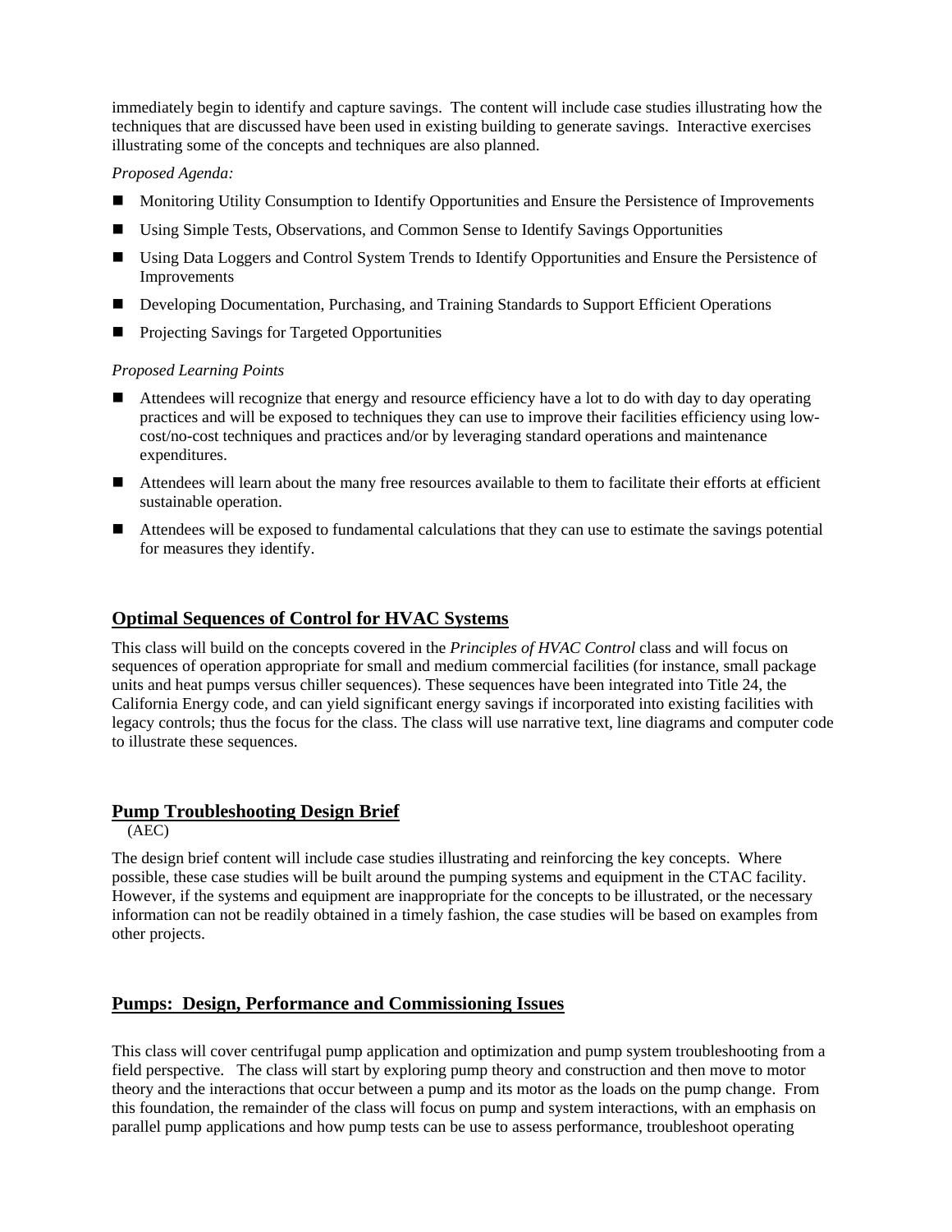immediately begin to identify and capture savings. The content will include case studies illustrating how the techniques that are discussed have been used in existing building to generate savings. Interactive exercises illustrating some of the concepts and techniques are also planned.

*Proposed Agenda:*

- Monitoring Utility Consumption to Identify Opportunities and Ensure the Persistence of Improvements
- Using Simple Tests, Observations, and Common Sense to Identify Savings Opportunities
- Using Data Loggers and Control System Trends to Identify Opportunities and Ensure the Persistence of Improvements
- Developing Documentation, Purchasing, and Training Standards to Support Efficient Operations
- Projecting Savings for Targeted Opportunities

*Proposed Learning Points*

- Attendees will recognize that energy and resource efficiency have a lot to do with day to day operating practices and will be exposed to techniques they can use to improve their facilities efficiency using low-cost/no-cost techniques and practices and/or by leveraging standard operations and maintenance expenditures.
- Attendees will learn about the many free resources available to them to facilitate their efforts at efficient sustainable operation.
- Attendees will be exposed to fundamental calculations that they can use to estimate the savings potential for measures they identify.

## Optimal Sequences of Control for HVAC Systems

This class will build on the concepts covered in the *Principles of HVAC Control* class and will focus on sequences of operation appropriate for small and medium commercial facilities (for instance, small package units and heat pumps versus chiller sequences). These sequences have been integrated into Title 24, the California Energy code, and can yield significant energy savings if incorporated into existing facilities with legacy controls; thus the focus for the class. The class will use narrative text, line diagrams and computer code to illustrate these sequences.

## Pump Troubleshooting Design Brief

(AEC)

The design brief content will include case studies illustrating and reinforcing the key concepts. Where possible, these case studies will be built around the pumping systems and equipment in the CTAC facility. However, if the systems and equipment are inappropriate for the concepts to be illustrated, or the necessary information can not be readily obtained in a timely fashion, the case studies will be based on examples from other projects.

## Pumps: Design, Performance and Commissioning Issues

This class will cover centrifugal pump application and optimization and pump system troubleshooting from a field perspective. The class will start by exploring pump theory and construction and then move to motor theory and the interactions that occur between a pump and its motor as the loads on the pump change. From this foundation, the remainder of the class will focus on pump and system interactions, with an emphasis on parallel pump applications and how pump tests can be use to assess performance, troubleshoot operating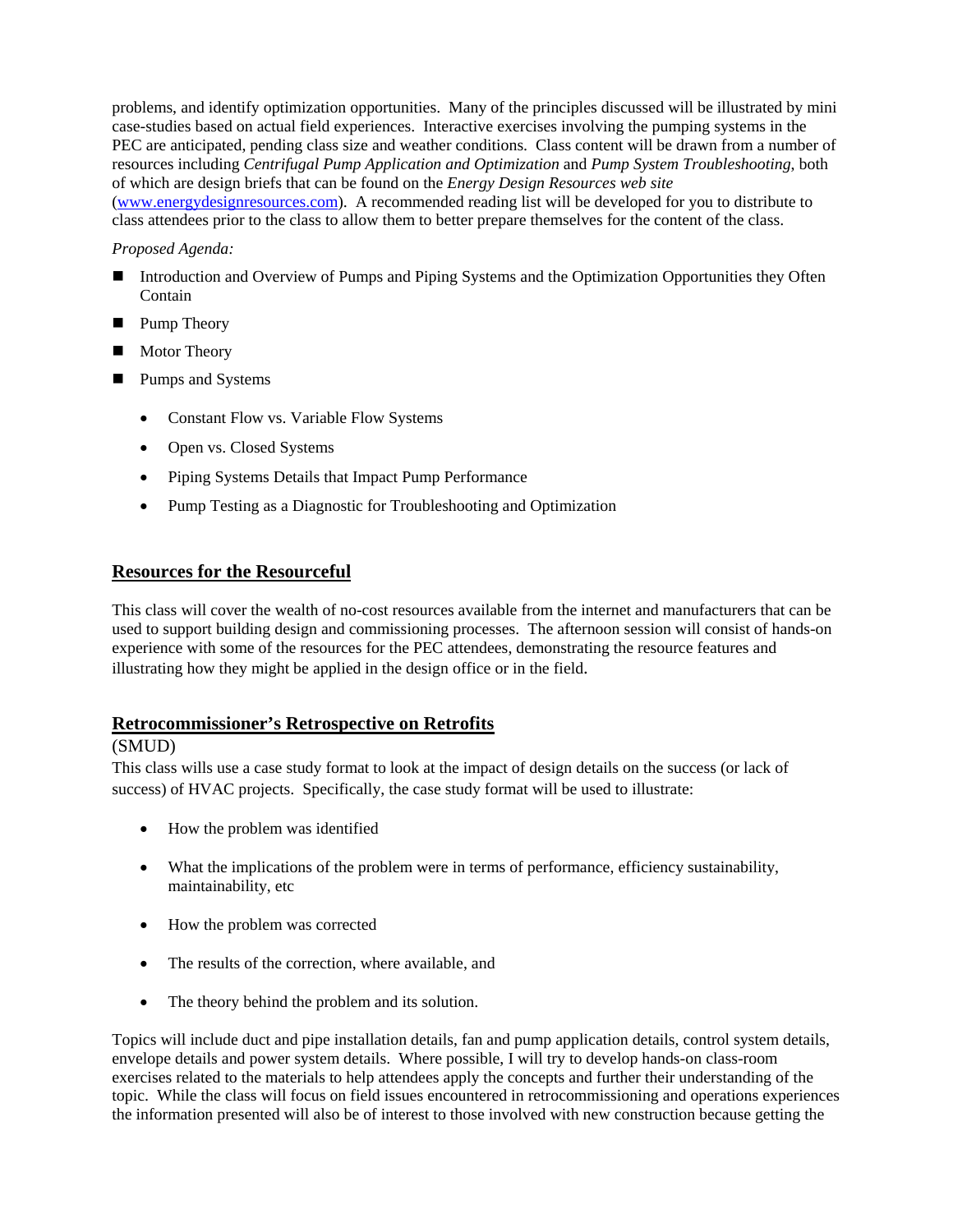problems, and identify optimization opportunities. Many of the principles discussed will be illustrated by mini case-studies based on actual field experiences. Interactive exercises involving the pumping systems in the PEC are anticipated, pending class size and weather conditions. Class content will be drawn from a number of resources including *Centrifugal Pump Application and Optimization* and *Pump System Troubleshooting*, both of which are design briefs that can be found on the *Energy Design Resources web site* ([www.energydesignresources.com](www.energydesignresources.com)). A recommended reading list will be developed for you to distribute to class attendees prior to the class to allow them to better prepare themselves for the content of the class.

*Proposed Agenda:*

- Introduction and Overview of Pumps and Piping Systems and the Optimization Opportunities they Often Contain
- Pump Theory
- Motor Theory
- Pumps and Systems
  - Constant Flow vs. Variable Flow Systems
  - Open vs. Closed Systems
  - Piping Systems Details that Impact Pump Performance
  - Pump Testing as a Diagnostic for Troubleshooting and Optimization

## Resources for the Resourceful

This class will cover the wealth of no-cost resources available from the internet and manufacturers that can be used to support building design and commissioning processes. The afternoon session will consist of hands-on experience with some of the resources for the PEC attendees, demonstrating the resource features and illustrating how they might be applied in the design office or in the field.

## Retrocommissioner's Retrospective on Retrofits

(SMUD)

This class wills use a case study format to look at the impact of design details on the success (or lack of success) of HVAC projects. Specifically, the case study format will be used to illustrate:

- How the problem was identified
- What the implications of the problem were in terms of performance, efficiency sustainability, maintainability, etc
- How the problem was corrected
- The results of the correction, where available, and
- The theory behind the problem and its solution.

Topics will include duct and pipe installation details, fan and pump application details, control system details, envelope details and power system details. Where possible, I will try to develop hands-on class-room exercises related to the materials to help attendees apply the concepts and further their understanding of the topic. While the class will focus on field issues encountered in retrocommissioning and operations experiences the information presented will also be of interest to those involved with new construction because getting the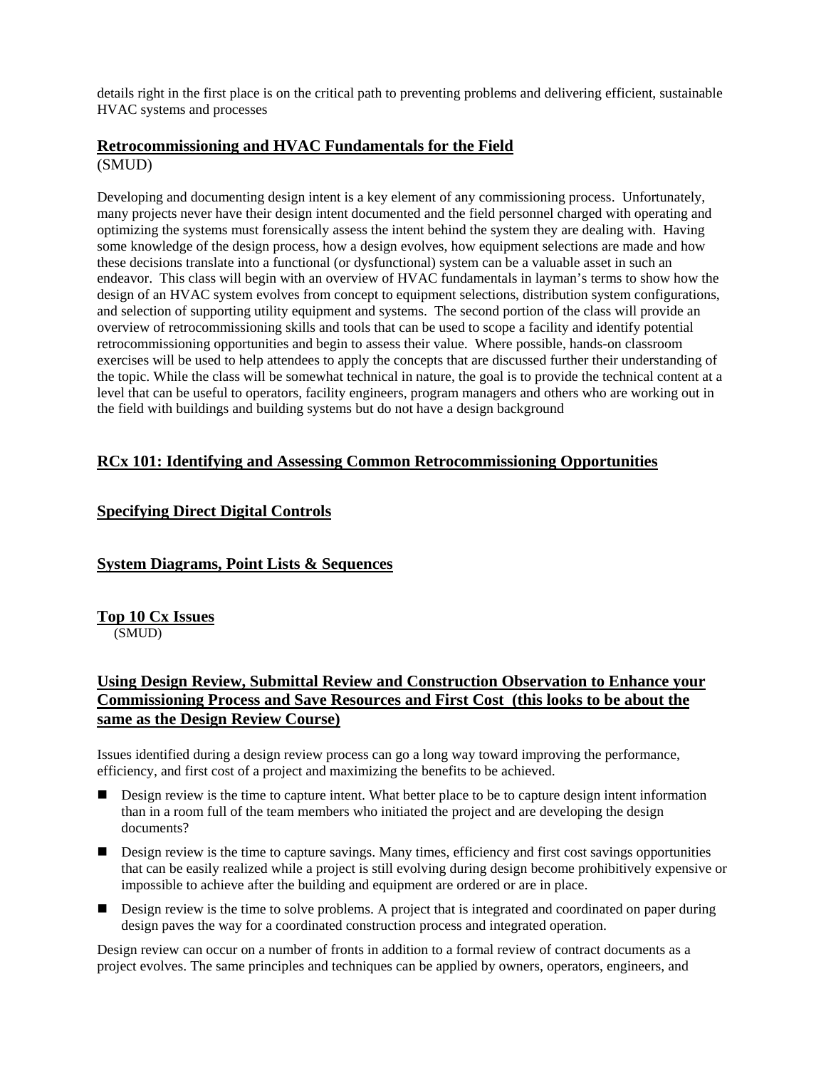details right in the first place is on the critical path to preventing problems and delivering efficient, sustainable HVAC systems and processes

## Retrocommissioning and HVAC Fundamentals for the Field

(SMUD)

Developing and documenting design intent is a key element of any commissioning process. Unfortunately, many projects never have their design intent documented and the field personnel charged with operating and optimizing the systems must forensically assess the intent behind the system they are dealing with. Having some knowledge of the design process, how a design evolves, how equipment selections are made and how these decisions translate into a functional (or dysfunctional) system can be a valuable asset in such an endeavor. This class will begin with an overview of HVAC fundamentals in layman's terms to show how the design of an HVAC system evolves from concept to equipment selections, distribution system configurations, and selection of supporting utility equipment and systems. The second portion of the class will provide an overview of retrocommissioning skills and tools that can be used to scope a facility and identify potential retrocommissioning opportunities and begin to assess their value. Where possible, hands-on classroom exercises will be used to help attendees to apply the concepts that are discussed further their understanding of the topic. While the class will be somewhat technical in nature, the goal is to provide the technical content at a level that can be useful to operators, facility engineers, program managers and others who are working out in the field with buildings and building systems but do not have a design background

## RCx 101: Identifying and Assessing Common Retrocommissioning Opportunities

## Specifying Direct Digital Controls

## System Diagrams, Point Lists & Sequences

## Top 10 Cx Issues

(SMUD)

## Using Design Review, Submittal Review and Construction Observation to Enhance your Commissioning Process and Save Resources and First Cost (this looks to be about the same as the Design Review Course)

Issues identified during a design review process can go a long way toward improving the performance, efficiency, and first cost of a project and maximizing the benefits to be achieved.

- Design review is the time to capture intent. What better place to be to capture design intent information than in a room full of the team members who initiated the project and are developing the design documents?
- Design review is the time to capture savings. Many times, efficiency and first cost savings opportunities that can be easily realized while a project is still evolving during design become prohibitively expensive or impossible to achieve after the building and equipment are ordered or are in place.
- Design review is the time to solve problems. A project that is integrated and coordinated on paper during design paves the way for a coordinated construction process and integrated operation.

Design review can occur on a number of fronts in addition to a formal review of contract documents as a project evolves. The same principles and techniques can be applied by owners, operators, engineers, and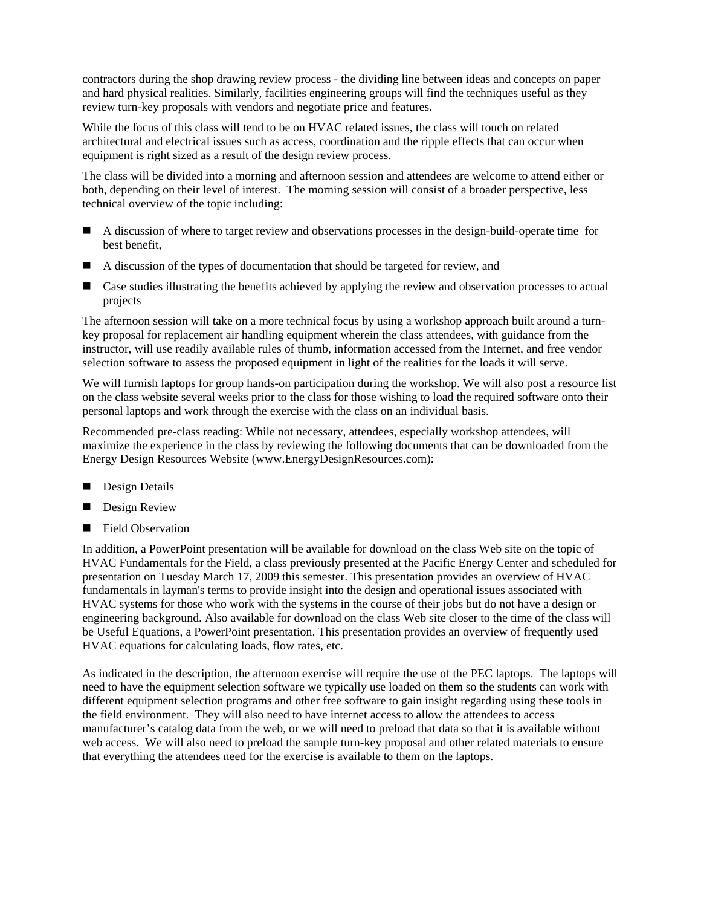contractors during the shop drawing review process - the dividing line between ideas and concepts on paper and hard physical realities. Similarly, facilities engineering groups will find the techniques useful as they review turn-key proposals with vendors and negotiate price and features.

While the focus of this class will tend to be on HVAC related issues, the class will touch on related architectural and electrical issues such as access, coordination and the ripple effects that can occur when equipment is right sized as a result of the design review process.

The class will be divided into a morning and afternoon session and attendees are welcome to attend either or both, depending on their level of interest. The morning session will consist of a broader perspective, less technical overview of the topic including:

- A discussion of where to target review and observations processes in the design-build-operate time for best benefit,
- A discussion of the types of documentation that should be targeted for review, and
- Case studies illustrating the benefits achieved by applying the review and observation processes to actual projects

The afternoon session will take on a more technical focus by using a workshop approach built around a turn-key proposal for replacement air handling equipment wherein the class attendees, with guidance from the instructor, will use readily available rules of thumb, information accessed from the Internet, and free vendor selection software to assess the proposed equipment in light of the realities for the loads it will serve.

We will furnish laptops for group hands-on participation during the workshop. We will also post a resource list on the class website several weeks prior to the class for those wishing to load the required software onto their personal laptops and work through the exercise with the class on an individual basis.

<u>Recommended pre-class reading</u>: While not necessary, attendees, especially workshop attendees, will maximize the experience in the class by reviewing the following documents that can be downloaded from the Energy Design Resources Website (www.EnergyDesignResources.com):

- Design Details
- Design Review
- Field Observation

In addition, a PowerPoint presentation will be available for download on the class Web site on the topic of HVAC Fundamentals for the Field, a class previously presented at the Pacific Energy Center and scheduled for presentation on Tuesday March 17, 2009 this semester. This presentation provides an overview of HVAC fundamentals in layman's terms to provide insight into the design and operational issues associated with HVAC systems for those who work with the systems in the course of their jobs but do not have a design or engineering background. Also available for download on the class Web site closer to the time of the class will be Useful Equations, a PowerPoint presentation. This presentation provides an overview of frequently used HVAC equations for calculating loads, flow rates, etc.

As indicated in the description, the afternoon exercise will require the use of the PEC laptops. The laptops will need to have the equipment selection software we typically use loaded on them so the students can work with different equipment selection programs and other free software to gain insight regarding using these tools in the field environment. They will also need to have internet access to allow the attendees to access manufacturer's catalog data from the web, or we will need to preload that data so that it is available without web access. We will also need to preload the sample turn-key proposal and other related materials to ensure that everything the attendees need for the exercise is available to them on the laptops.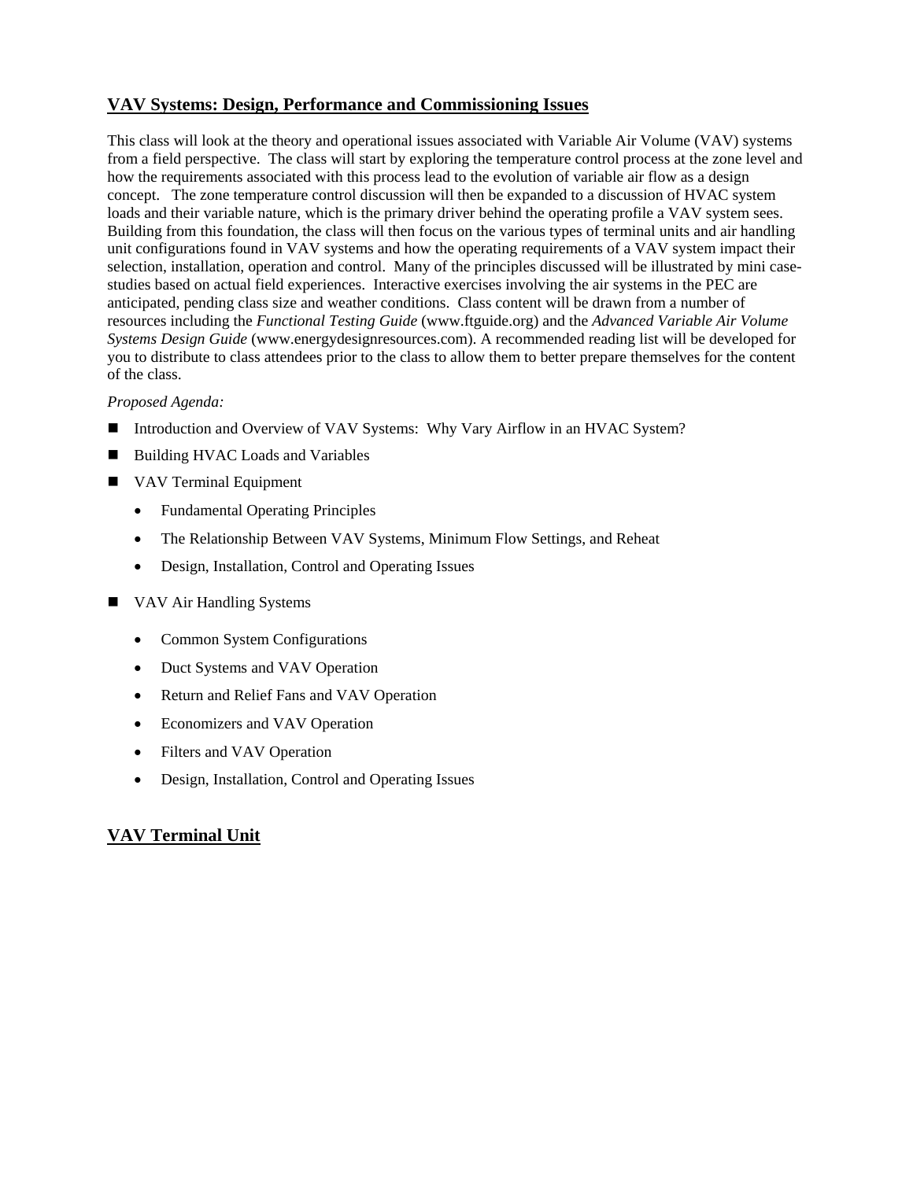## VAV Systems: Design, Performance and Commissioning Issues

This class will look at the theory and operational issues associated with Variable Air Volume (VAV) systems from a field perspective. The class will start by exploring the temperature control process at the zone level and how the requirements associated with this process lead to the evolution of variable air flow as a design concept. The zone temperature control discussion will then be expanded to a discussion of HVAC system loads and their variable nature, which is the primary driver behind the operating profile a VAV system sees. Building from this foundation, the class will then focus on the various types of terminal units and air handling unit configurations found in VAV systems and how the operating requirements of a VAV system impact their selection, installation, operation and control. Many of the principles discussed will be illustrated by mini case-studies based on actual field experiences. Interactive exercises involving the air systems in the PEC are anticipated, pending class size and weather conditions. Class content will be drawn from a number of resources including the *Functional Testing Guide* (www.ftguide.org) and the *Advanced Variable Air Volume Systems Design Guide* (www.energydesignresources.com). A recommended reading list will be developed for you to distribute to class attendees prior to the class to allow them to better prepare themselves for the content of the class.

*Proposed Agenda:*

- Introduction and Overview of VAV Systems: Why Vary Airflow in an HVAC System?
- Building HVAC Loads and Variables
- VAV Terminal Equipment
  - Fundamental Operating Principles
  - The Relationship Between VAV Systems, Minimum Flow Settings, and Reheat
  - Design, Installation, Control and Operating Issues
- VAV Air Handling Systems
  - Common System Configurations
  - Duct Systems and VAV Operation
  - Return and Relief Fans and VAV Operation
  - Economizers and VAV Operation
  - Filters and VAV Operation
  - Design, Installation, Control and Operating Issues

## VAV Terminal Unit